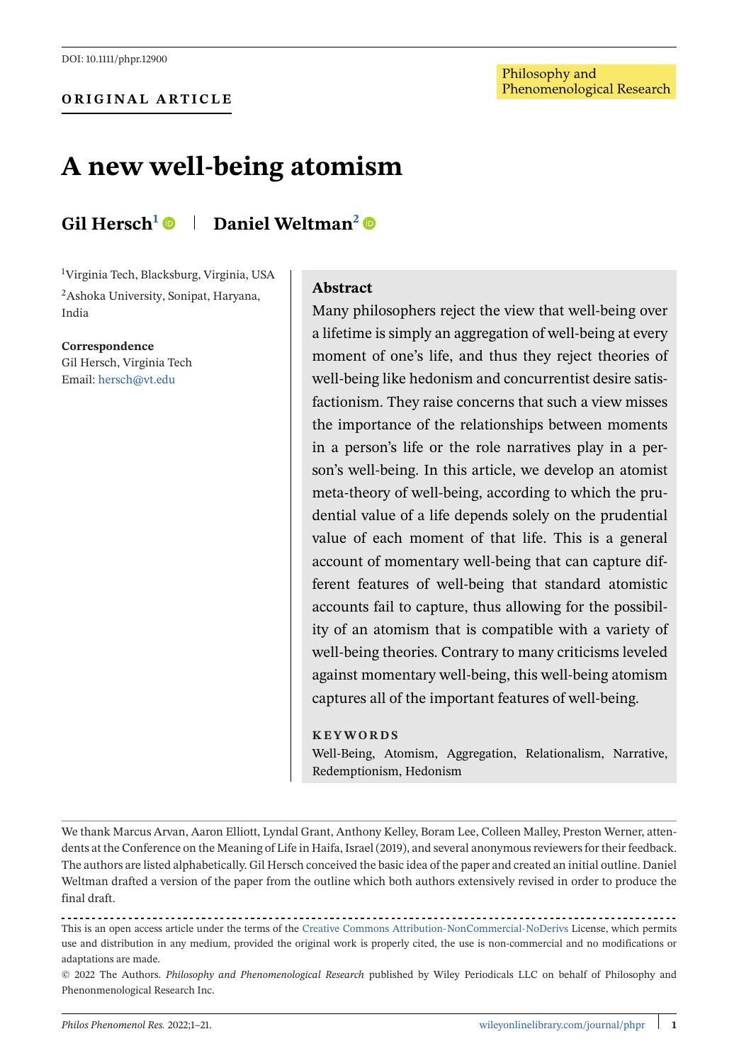DOI: 10.1111/phpr.12900

**ORIGINAL ARTICLE**

# A new well-being atomism

**Gil Hersch**[1] | **Daniel Weltman**[2]

[1]Virginia Tech, Blacksburg, Virginia, USA

[2]Ashoka University, Sonipat, Haryana, India

**Correspondence**
Gil Hersch, Virginia Tech
Email: hersch@vt.edu

## Abstract

Many philosophers reject the view that well-being over a lifetime is simply an aggregation of well-being at every moment of one's life, and thus they reject theories of well-being like hedonism and concurrentist desire satisfactionism. They raise concerns that such a view misses the importance of the relationships between moments in a person's life or the role narratives play in a person's well-being. In this article, we develop an atomist meta-theory of well-being, according to which the prudential value of a life depends solely on the prudential value of each moment of that life. This is a general account of momentary well-being that can capture different features of well-being that standard atomistic accounts fail to capture, thus allowing for the possibility of an atomism that is compatible with a variety of well-being theories. Contrary to many criticisms leveled against momentary well-being, this well-being atomism captures all of the important features of well-being.

**KEYWORDS**

Well-Being, Atomism, Aggregation, Relationalism, Narrative, Redemptionism, Hedonism

We thank Marcus Arvan, Aaron Elliott, Lyndal Grant, Anthony Kelley, Boram Lee, Colleen Malley, Preston Werner, attendents at the Conference on the Meaning of Life in Haifa, Israel (2019), and several anonymous reviewers for their feedback. The authors are listed alphabetically. Gil Hersch conceived the basic idea of the paper and created an initial outline. Daniel Weltman drafted a version of the paper from the outline which both authors extensively revised in order to produce the final draft.

This is an open access article under the terms of the Creative Commons Attribution-NonCommercial-NoDerivs License, which permits use and distribution in any medium, provided the original work is properly cited, the use is non-commercial and no modifications or adaptations are made.

© 2022 The Authors. *Philosophy and Phenomenological Research* published by Wiley Periodicals LLC on behalf of Philosophy and Phenomenological Research Inc.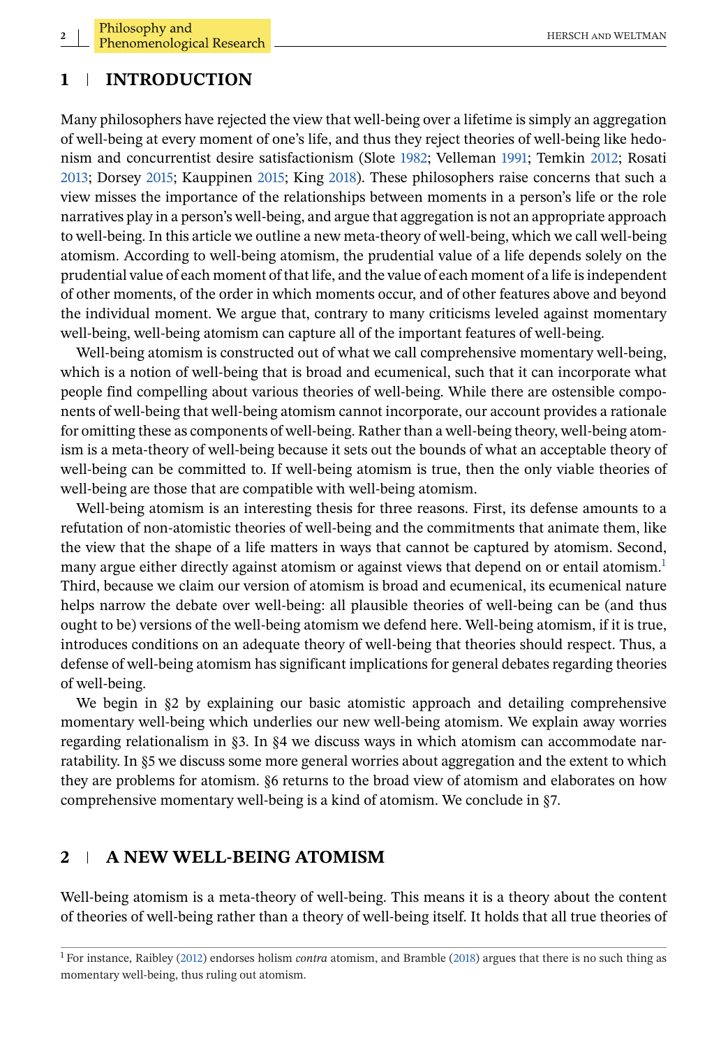## 1 INTRODUCTION

Many philosophers have rejected the view that well-being over a lifetime is simply an aggregation of well-being at every moment of one's life, and thus they reject theories of well-being like hedonism and concurrentist desire satisfactionism (Slote 1982; Velleman 1991; Temkin 2012; Rosati 2013; Dorsey 2015; Kauppinen 2015; King 2018). These philosophers raise concerns that such a view misses the importance of the relationships between moments in a person's life or the role narratives play in a person's well-being, and argue that aggregation is not an appropriate approach to well-being. In this article we outline a new meta-theory of well-being, which we call well-being atomism. According to well-being atomism, the prudential value of a life depends solely on the prudential value of each moment of that life, and the value of each moment of a life is independent of other moments, of the order in which moments occur, and of other features above and beyond the individual moment. We argue that, contrary to many criticisms leveled against momentary well-being, well-being atomism can capture all of the important features of well-being.

Well-being atomism is constructed out of what we call comprehensive momentary well-being, which is a notion of well-being that is broad and ecumenical, such that it can incorporate what people find compelling about various theories of well-being. While there are ostensible components of well-being that well-being atomism cannot incorporate, our account provides a rationale for omitting these as components of well-being. Rather than a well-being theory, well-being atomism is a meta-theory of well-being because it sets out the bounds of what an acceptable theory of well-being can be committed to. If well-being atomism is true, then the only viable theories of well-being are those that are compatible with well-being atomism.

Well-being atomism is an interesting thesis for three reasons. First, its defense amounts to a refutation of non-atomistic theories of well-being and the commitments that animate them, like the view that the shape of a life matters in ways that cannot be captured by atomism. Second, many argue either directly against atomism or against views that depend on or entail atomism.[1] Third, because we claim our version of atomism is broad and ecumenical, its ecumenical nature helps narrow the debate over well-being: all plausible theories of well-being can be (and thus ought to be) versions of the well-being atomism we defend here. Well-being atomism, if it is true, introduces conditions on an adequate theory of well-being that theories should respect. Thus, a defense of well-being atomism has significant implications for general debates regarding theories of well-being.

We begin in §2 by explaining our basic atomistic approach and detailing comprehensive momentary well-being which underlies our new well-being atomism. We explain away worries regarding relationalism in §3. In §4 we discuss ways in which atomism can accommodate narratability. In §5 we discuss some more general worries about aggregation and the extent to which they are problems for atomism. §6 returns to the broad view of atomism and elaborates on how comprehensive momentary well-being is a kind of atomism. We conclude in §7.

## 2 A NEW WELL-BEING ATOMISM

Well-being atomism is a meta-theory of well-being. This means it is a theory about the content of theories of well-being rather than a theory of well-being itself. It holds that all true theories of

[1] For instance, Raibley (2012) endorses holism *contra* atomism, and Bramble (2018) argues that there is no such thing as momentary well-being, thus ruling out atomism.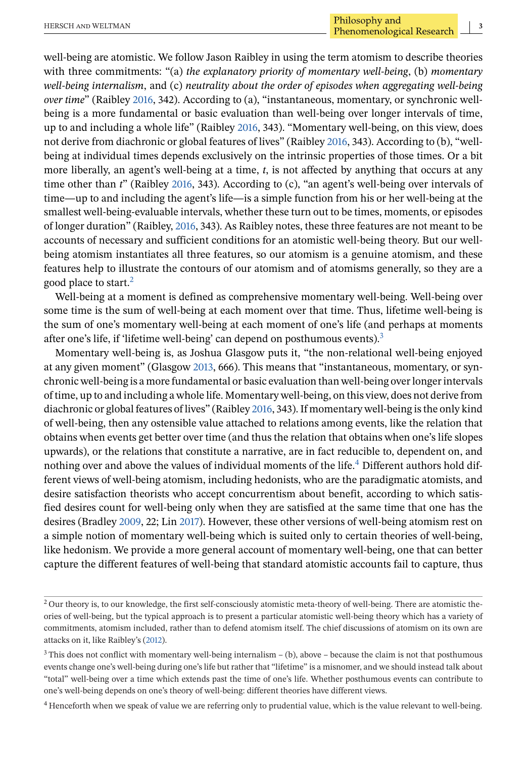well-being are atomistic. We follow Jason Raibley in using the term atomism to describe theories with three commitments: "(a) *the explanatory priority of momentary well-being*, (b) *momentary well-being internalism*, and (c) *neutrality about the order of episodes when aggregating well-being over time*" (Raibley 2016, 342). According to (a), "instantaneous, momentary, or synchronic well-being is a more fundamental or basic evaluation than well-being over longer intervals of time, up to and including a whole life" (Raibley 2016, 343). "Momentary well-being, on this view, does not derive from diachronic or global features of lives" (Raibley 2016, 343). According to (b), "well-being at individual times depends exclusively on the intrinsic properties of those times. Or a bit more liberally, an agent's well-being at a time, *t*, is not affected by anything that occurs at any time other than *t*" (Raibley 2016, 343). According to (c), "an agent's well-being over intervals of time—up to and including the agent's life—is a simple function from his or her well-being at the smallest well-being-evaluable intervals, whether these turn out to be times, moments, or episodes of longer duration" (Raibley, 2016, 343). As Raibley notes, these three features are not meant to be accounts of necessary and sufficient conditions for an atomistic well-being theory. But our well-being atomism instantiates all three features, so our atomism is a genuine atomism, and these features help to illustrate the contours of our atomism and of atomisms generally, so they are a good place to start.[2]

Well-being at a moment is defined as comprehensive momentary well-being. Well-being over some time is the sum of well-being at each moment over that time. Thus, lifetime well-being is the sum of one's momentary well-being at each moment of one's life (and perhaps at moments after one's life, if 'lifetime well-being' can depend on posthumous events).[3]

Momentary well-being is, as Joshua Glasgow puts it, "the non-relational well-being enjoyed at any given moment" (Glasgow 2013, 666). This means that "instantaneous, momentary, or synchronic well-being is a more fundamental or basic evaluation than well-being over longer intervals of time, up to and including a whole life. Momentary well-being, on this view, does not derive from diachronic or global features of lives" (Raibley 2016, 343). If momentary well-being is the only kind of well-being, then any ostensible value attached to relations among events, like the relation that obtains when events get better over time (and thus the relation that obtains when one's life slopes upwards), or the relations that constitute a narrative, are in fact reducible to, dependent on, and nothing over and above the values of individual moments of the life.[4] Different authors hold different views of well-being atomism, including hedonists, who are the paradigmatic atomists, and desire satisfaction theorists who accept concurrentism about benefit, according to which satisfied desires count for well-being only when they are satisfied at the same time that one has the desires (Bradley 2009, 22; Lin 2017). However, these other versions of well-being atomism rest on a simple notion of momentary well-being which is suited only to certain theories of well-being, like hedonism. We provide a more general account of momentary well-being, one that can better capture the different features of well-being that standard atomistic accounts fail to capture, thus

[2] Our theory is, to our knowledge, the first self-consciously atomistic meta-theory of well-being. There are atomistic theories of well-being, but the typical approach is to present a particular atomistic well-being theory which has a variety of commitments, atomism included, rather than to defend atomism itself. The chief discussions of atomism on its own are attacks on it, like Raibley's (2012).

[3] This does not conflict with momentary well-being internalism – (b), above – because the claim is not that posthumous events change one's well-being during one's life but rather that "lifetime" is a misnomer, and we should instead talk about "total" well-being over a time which extends past the time of one's life. Whether posthumous events can contribute to one's well-being depends on one's theory of well-being: different theories have different views.

[4] Henceforth when we speak of value we are referring only to prudential value, which is the value relevant to well-being.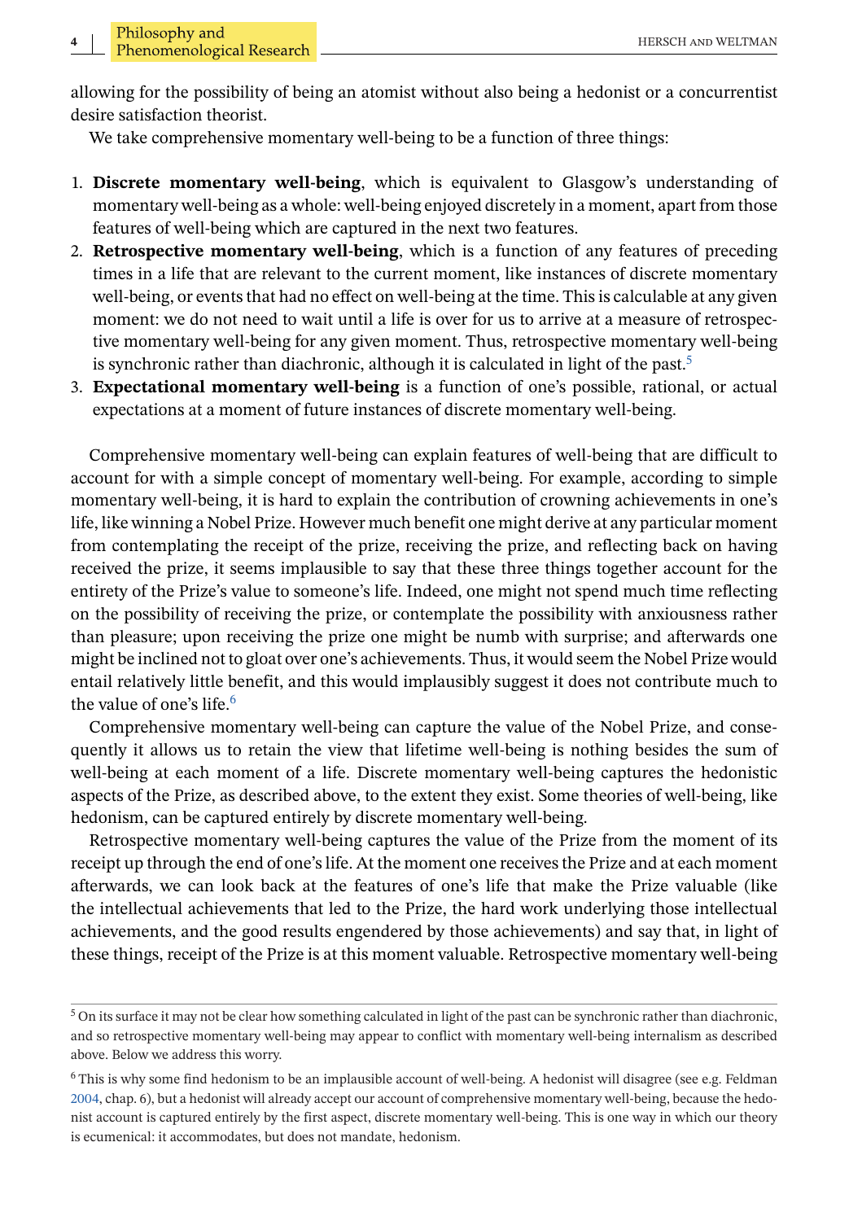allowing for the possibility of being an atomist without also being a hedonist or a concurrentist desire satisfaction theorist.

We take comprehensive momentary well-being to be a function of three things:

1. **Discrete momentary well-being**, which is equivalent to Glasgow's understanding of momentary well-being as a whole: well-being enjoyed discretely in a moment, apart from those features of well-being which are captured in the next two features.
2. **Retrospective momentary well-being**, which is a function of any features of preceding times in a life that are relevant to the current moment, like instances of discrete momentary well-being, or events that had no effect on well-being at the time. This is calculable at any given moment: we do not need to wait until a life is over for us to arrive at a measure of retrospective momentary well-being for any given moment. Thus, retrospective momentary well-being is synchronic rather than diachronic, although it is calculated in light of the past.[5]
3. **Expectational momentary well-being** is a function of one's possible, rational, or actual expectations at a moment of future instances of discrete momentary well-being.

Comprehensive momentary well-being can explain features of well-being that are difficult to account for with a simple concept of momentary well-being. For example, according to simple momentary well-being, it is hard to explain the contribution of crowning achievements in one's life, like winning a Nobel Prize. However much benefit one might derive at any particular moment from contemplating the receipt of the prize, receiving the prize, and reflecting back on having received the prize, it seems implausible to say that these three things together account for the entirety of the Prize's value to someone's life. Indeed, one might not spend much time reflecting on the possibility of receiving the prize, or contemplate the possibility with anxiousness rather than pleasure; upon receiving the prize one might be numb with surprise; and afterwards one might be inclined not to gloat over one's achievements. Thus, it would seem the Nobel Prize would entail relatively little benefit, and this would implausibly suggest it does not contribute much to the value of one's life.[6]

Comprehensive momentary well-being can capture the value of the Nobel Prize, and consequently it allows us to retain the view that lifetime well-being is nothing besides the sum of well-being at each moment of a life. Discrete momentary well-being captures the hedonistic aspects of the Prize, as described above, to the extent they exist. Some theories of well-being, like hedonism, can be captured entirely by discrete momentary well-being.

Retrospective momentary well-being captures the value of the Prize from the moment of its receipt up through the end of one's life. At the moment one receives the Prize and at each moment afterwards, we can look back at the features of one's life that make the Prize valuable (like the intellectual achievements that led to the Prize, the hard work underlying those intellectual achievements, and the good results engendered by those achievements) and say that, in light of these things, receipt of the Prize is at this moment valuable. Retrospective momentary well-being

---

[5] On its surface it may not be clear how something calculated in light of the past can be synchronic rather than diachronic, and so retrospective momentary well-being may appear to conflict with momentary well-being internalism as described above. Below we address this worry.

[6] This is why some find hedonism to be an implausible account of well-being. A hedonist will disagree (see e.g. Feldman 2004, chap. 6), but a hedonist will already accept our account of comprehensive momentary well-being, because the hedonist account is captured entirely by the first aspect, discrete momentary well-being. This is one way in which our theory is ecumenical: it accommodates, but does not mandate, hedonism.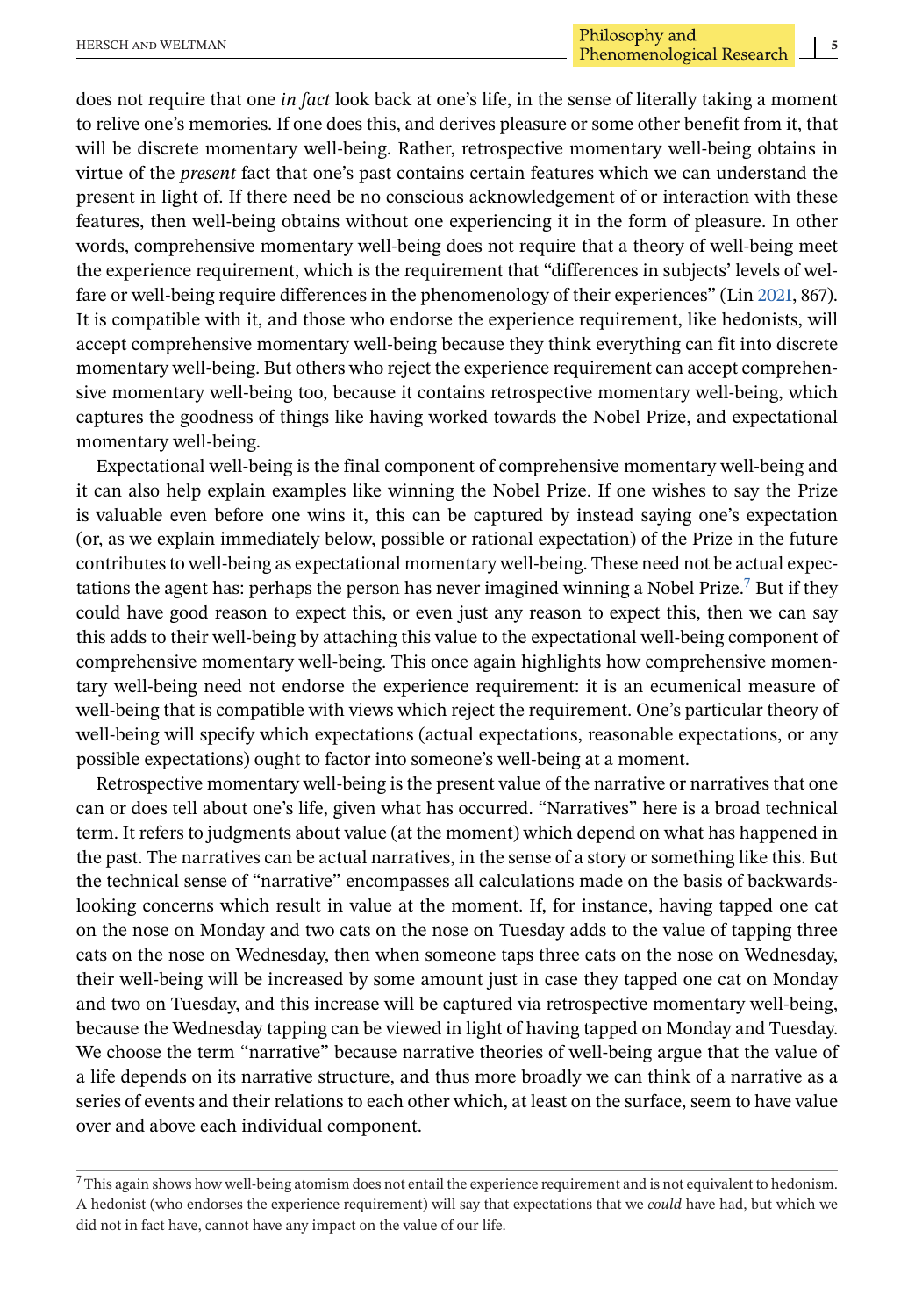does not require that one *in fact* look back at one's life, in the sense of literally taking a moment to relive one's memories. If one does this, and derives pleasure or some other benefit from it, that will be discrete momentary well-being. Rather, retrospective momentary well-being obtains in virtue of the *present* fact that one's past contains certain features which we can understand the present in light of. If there need be no conscious acknowledgement of or interaction with these features, then well-being obtains without one experiencing it in the form of pleasure. In other words, comprehensive momentary well-being does not require that a theory of well-being meet the experience requirement, which is the requirement that "differences in subjects' levels of welfare or well-being require differences in the phenomenology of their experiences" (Lin 2021, 867). It is compatible with it, and those who endorse the experience requirement, like hedonists, will accept comprehensive momentary well-being because they think everything can fit into discrete momentary well-being. But others who reject the experience requirement can accept comprehensive momentary well-being too, because it contains retrospective momentary well-being, which captures the goodness of things like having worked towards the Nobel Prize, and expectational momentary well-being.

Expectational well-being is the final component of comprehensive momentary well-being and it can also help explain examples like winning the Nobel Prize. If one wishes to say the Prize is valuable even before one wins it, this can be captured by instead saying one's expectation (or, as we explain immediately below, possible or rational expectation) of the Prize in the future contributes to well-being as expectational momentary well-being. These need not be actual expectations the agent has: perhaps the person has never imagined winning a Nobel Prize.[7] But if they could have good reason to expect this, or even just any reason to expect this, then we can say this adds to their well-being by attaching this value to the expectational well-being component of comprehensive momentary well-being. This once again highlights how comprehensive momentary well-being need not endorse the experience requirement: it is an ecumenical measure of well-being that is compatible with views which reject the requirement. One's particular theory of well-being will specify which expectations (actual expectations, reasonable expectations, or any possible expectations) ought to factor into someone's well-being at a moment.

Retrospective momentary well-being is the present value of the narrative or narratives that one can or does tell about one's life, given what has occurred. "Narratives" here is a broad technical term. It refers to judgments about value (at the moment) which depend on what has happened in the past. The narratives can be actual narratives, in the sense of a story or something like this. But the technical sense of "narrative" encompasses all calculations made on the basis of backwards-looking concerns which result in value at the moment. If, for instance, having tapped one cat on the nose on Monday and two cats on the nose on Tuesday adds to the value of tapping three cats on the nose on Wednesday, then when someone taps three cats on the nose on Wednesday, their well-being will be increased by some amount just in case they tapped one cat on Monday and two on Tuesday, and this increase will be captured via retrospective momentary well-being, because the Wednesday tapping can be viewed in light of having tapped on Monday and Tuesday. We choose the term "narrative" because narrative theories of well-being argue that the value of a life depends on its narrative structure, and thus more broadly we can think of a narrative as a series of events and their relations to each other which, at least on the surface, seem to have value over and above each individual component.

[7] This again shows how well-being atomism does not entail the experience requirement and is not equivalent to hedonism. A hedonist (who endorses the experience requirement) will say that expectations that we *could* have had, but which we did not in fact have, cannot have any impact on the value of our life.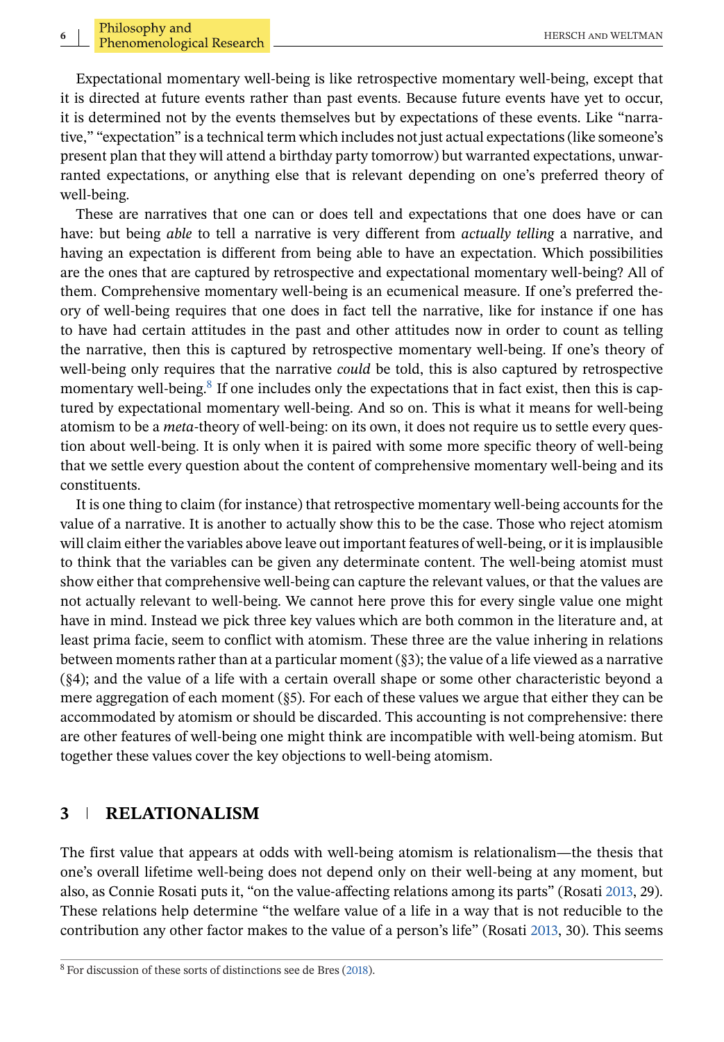Expectational momentary well-being is like retrospective momentary well-being, except that it is directed at future events rather than past events. Because future events have yet to occur, it is determined not by the events themselves but by expectations of these events. Like "narrative," "expectation" is a technical term which includes not just actual expectations (like someone's present plan that they will attend a birthday party tomorrow) but warranted expectations, unwarranted expectations, or anything else that is relevant depending on one's preferred theory of well-being.

These are narratives that one can or does tell and expectations that one does have or can have: but being *able* to tell a narrative is very different from *actually telling* a narrative, and having an expectation is different from being able to have an expectation. Which possibilities are the ones that are captured by retrospective and expectational momentary well-being? All of them. Comprehensive momentary well-being is an ecumenical measure. If one's preferred theory of well-being requires that one does in fact tell the narrative, like for instance if one has to have had certain attitudes in the past and other attitudes now in order to count as telling the narrative, then this is captured by retrospective momentary well-being. If one's theory of well-being only requires that the narrative *could* be told, this is also captured by retrospective momentary well-being.[8] If one includes only the expectations that in fact exist, then this is captured by expectational momentary well-being. And so on. This is what it means for well-being atomism to be a *meta*-theory of well-being: on its own, it does not require us to settle every question about well-being. It is only when it is paired with some more specific theory of well-being that we settle every question about the content of comprehensive momentary well-being and its constituents.

It is one thing to claim (for instance) that retrospective momentary well-being accounts for the value of a narrative. It is another to actually show this to be the case. Those who reject atomism will claim either the variables above leave out important features of well-being, or it is implausible to think that the variables can be given any determinate content. The well-being atomist must show either that comprehensive well-being can capture the relevant values, or that the values are not actually relevant to well-being. We cannot here prove this for every single value one might have in mind. Instead we pick three key values which are both common in the literature and, at least prima facie, seem to conflict with atomism. These three are the value inhering in relations between moments rather than at a particular moment (§3); the value of a life viewed as a narrative (§4); and the value of a life with a certain overall shape or some other characteristic beyond a mere aggregation of each moment (§5). For each of these values we argue that either they can be accommodated by atomism or should be discarded. This accounting is not comprehensive: there are other features of well-being one might think are incompatible with well-being atomism. But together these values cover the key objections to well-being atomism.

## 3 | RELATIONALISM

The first value that appears at odds with well-being atomism is relationalism—the thesis that one's overall lifetime well-being does not depend only on their well-being at any moment, but also, as Connie Rosati puts it, "on the value-affecting relations among its parts" (Rosati 2013, 29). These relations help determine "the welfare value of a life in a way that is not reducible to the contribution any other factor makes to the value of a person's life" (Rosati 2013, 30). This seems

[8] For discussion of these sorts of distinctions see de Bres (2018).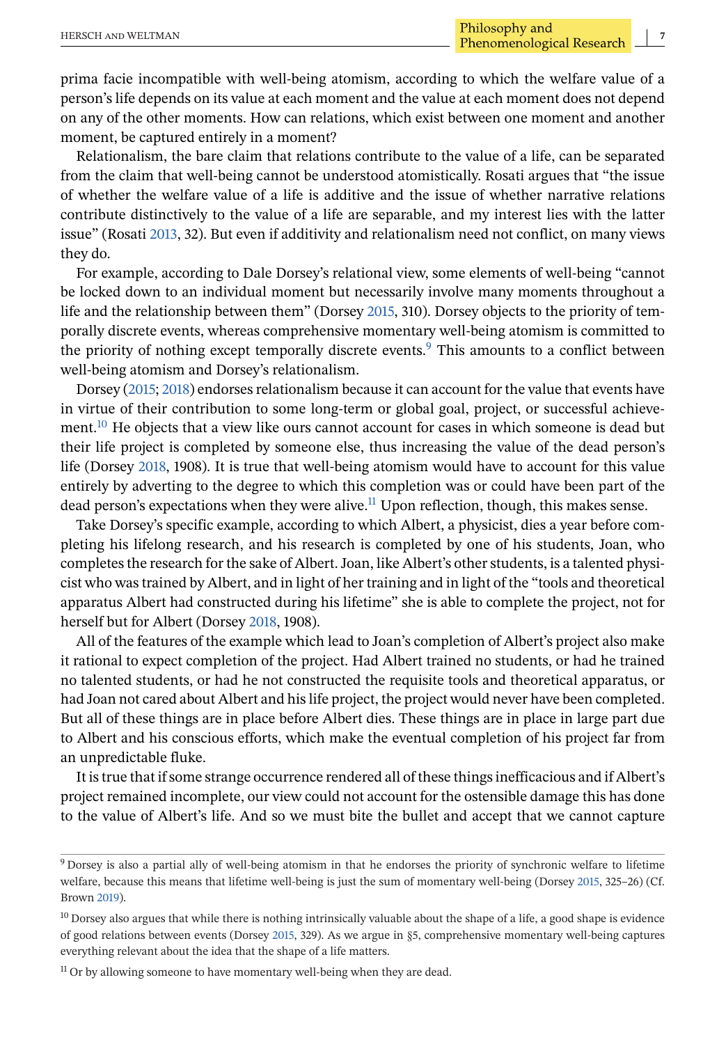prima facie incompatible with well-being atomism, according to which the welfare value of a person's life depends on its value at each moment and the value at each moment does not depend on any of the other moments. How can relations, which exist between one moment and another moment, be captured entirely in a moment?

Relationalism, the bare claim that relations contribute to the value of a life, can be separated from the claim that well-being cannot be understood atomistically. Rosati argues that "the issue of whether the welfare value of a life is additive and the issue of whether narrative relations contribute distinctively to the value of a life are separable, and my interest lies with the latter issue" (Rosati 2013, 32). But even if additivity and relationalism need not conflict, on many views they do.

For example, according to Dale Dorsey's relational view, some elements of well-being "cannot be locked down to an individual moment but necessarily involve many moments throughout a life and the relationship between them" (Dorsey 2015, 310). Dorsey objects to the priority of temporally discrete events, whereas comprehensive momentary well-being atomism is committed to the priority of nothing except temporally discrete events.[9] This amounts to a conflict between well-being atomism and Dorsey's relationalism.

Dorsey (2015; 2018) endorses relationalism because it can account for the value that events have in virtue of their contribution to some long-term or global goal, project, or successful achievement.[10] He objects that a view like ours cannot account for cases in which someone is dead but their life project is completed by someone else, thus increasing the value of the dead person's life (Dorsey 2018, 1908). It is true that well-being atomism would have to account for this value entirely by adverting to the degree to which this completion was or could have been part of the dead person's expectations when they were alive.[11] Upon reflection, though, this makes sense.

Take Dorsey's specific example, according to which Albert, a physicist, dies a year before completing his lifelong research, and his research is completed by one of his students, Joan, who completes the research for the sake of Albert. Joan, like Albert's other students, is a talented physicist who was trained by Albert, and in light of her training and in light of the "tools and theoretical apparatus Albert had constructed during his lifetime" she is able to complete the project, not for herself but for Albert (Dorsey 2018, 1908).

All of the features of the example which lead to Joan's completion of Albert's project also make it rational to expect completion of the project. Had Albert trained no students, or had he trained no talented students, or had he not constructed the requisite tools and theoretical apparatus, or had Joan not cared about Albert and his life project, the project would never have been completed. But all of these things are in place before Albert dies. These things are in place in large part due to Albert and his conscious efforts, which make the eventual completion of his project far from an unpredictable fluke.

It is true that if some strange occurrence rendered all of these things inefficacious and if Albert's project remained incomplete, our view could not account for the ostensible damage this has done to the value of Albert's life. And so we must bite the bullet and accept that we cannot capture

---

[9] Dorsey is also a partial ally of well-being atomism in that he endorses the priority of synchronic welfare to lifetime welfare, because this means that lifetime well-being is just the sum of momentary well-being (Dorsey 2015, 325–26) (Cf. Brown 2019).

[10] Dorsey also argues that while there is nothing intrinsically valuable about the shape of a life, a good shape is evidence of good relations between events (Dorsey 2015, 329). As we argue in §5, comprehensive momentary well-being captures everything relevant about the idea that the shape of a life matters.

[11] Or by allowing someone to have momentary well-being when they are dead.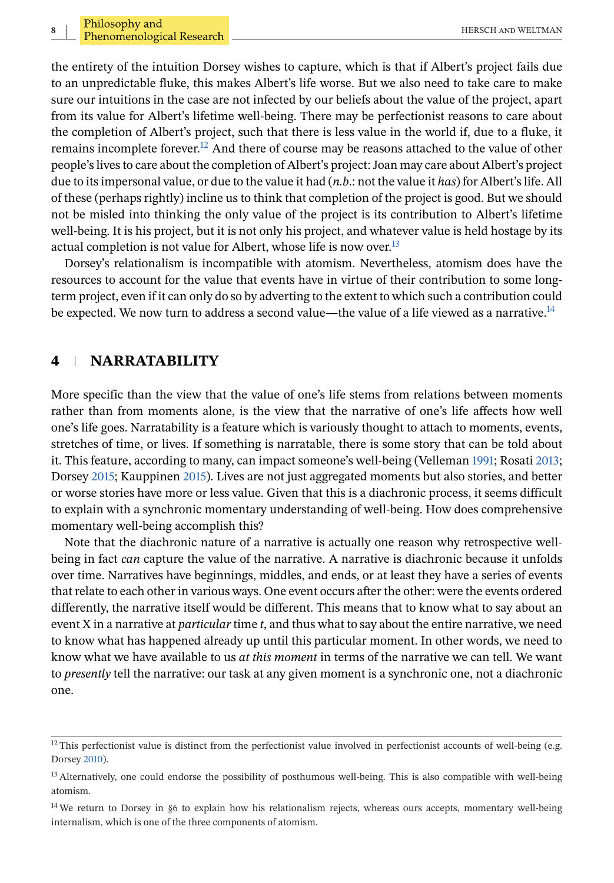the entirety of the intuition Dorsey wishes to capture, which is that if Albert's project fails due to an unpredictable fluke, this makes Albert's life worse. But we also need to take care to make sure our intuitions in the case are not infected by our beliefs about the value of the project, apart from its value for Albert's lifetime well-being. There may be perfectionist reasons to care about the completion of Albert's project, such that there is less value in the world if, due to a fluke, it remains incomplete forever.[12] And there of course may be reasons attached to the value of other people's lives to care about the completion of Albert's project: Joan may care about Albert's project due to its impersonal value, or due to the value it had (*n.b.*: not the value it *has*) for Albert's life. All of these (perhaps rightly) incline us to think that completion of the project is good. But we should not be misled into thinking the only value of the project is its contribution to Albert's lifetime well-being. It is his project, but it is not only his project, and whatever value is held hostage by its actual completion is not value for Albert, whose life is now over.[13]

Dorsey's relationalism is incompatible with atomism. Nevertheless, atomism does have the resources to account for the value that events have in virtue of their contribution to some long-term project, even if it can only do so by adverting to the extent to which such a contribution could be expected. We now turn to address a second value—the value of a life viewed as a narrative.[14]

## 4 | NARRATABILITY

More specific than the view that the value of one's life stems from relations between moments rather than from moments alone, is the view that the narrative of one's life affects how well one's life goes. Narratability is a feature which is variously thought to attach to moments, events, stretches of time, or lives. If something is narratable, there is some story that can be told about it. This feature, according to many, can impact someone's well-being (Velleman 1991; Rosati 2013; Dorsey 2015; Kauppinen 2015). Lives are not just aggregated moments but also stories, and better or worse stories have more or less value. Given that this is a diachronic process, it seems difficult to explain with a synchronic momentary understanding of well-being. How does comprehensive momentary well-being accomplish this?

Note that the diachronic nature of a narrative is actually one reason why retrospective well-being in fact *can* capture the value of the narrative. A narrative is diachronic because it unfolds over time. Narratives have beginnings, middles, and ends, or at least they have a series of events that relate to each other in various ways. One event occurs after the other: were the events ordered differently, the narrative itself would be different. This means that to know what to say about an event X in a narrative at *particular* time *t*, and thus what to say about the entire narrative, we need to know what has happened already up until this particular moment. In other words, we need to know what we have available to us *at this moment* in terms of the narrative we can tell. We want to *presently* tell the narrative: our task at any given moment is a synchronic one, not a diachronic one.

---

[12] This perfectionist value is distinct from the perfectionist value involved in perfectionist accounts of well-being (e.g. Dorsey 2010).

[13] Alternatively, one could endorse the possibility of posthumous well-being. This is also compatible with well-being atomism.

[14] We return to Dorsey in §6 to explain how his relationalism rejects, whereas ours accepts, momentary well-being internalism, which is one of the three components of atomism.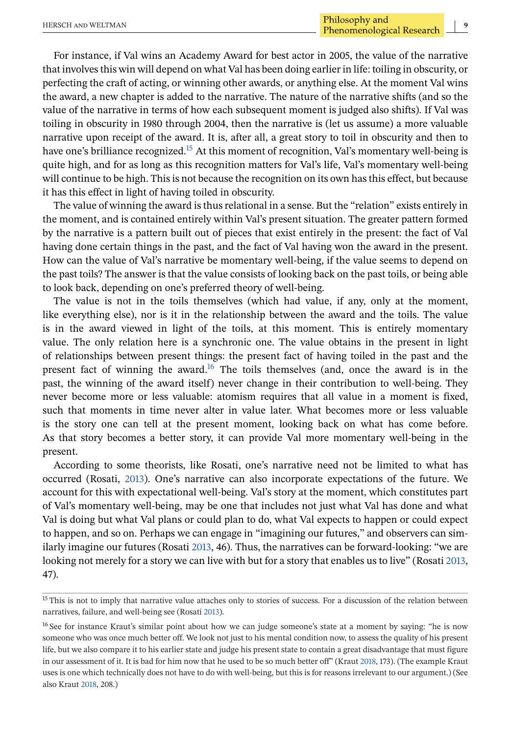For instance, if Val wins an Academy Award for best actor in 2005, the value of the narrative that involves this win will depend on what Val has been doing earlier in life: toiling in obscurity, or perfecting the craft of acting, or winning other awards, or anything else. At the moment Val wins the award, a new chapter is added to the narrative. The nature of the narrative shifts (and so the value of the narrative in terms of how each subsequent moment is judged also shifts). If Val was toiling in obscurity in 1980 through 2004, then the narrative is (let us assume) a more valuable narrative upon receipt of the award. It is, after all, a great story to toil in obscurity and then to have one's brilliance recognized.[15] At this moment of recognition, Val's momentary well-being is quite high, and for as long as this recognition matters for Val's life, Val's momentary well-being will continue to be high. This is not because the recognition on its own has this effect, but because it has this effect in light of having toiled in obscurity.

The value of winning the award is thus relational in a sense. But the "relation" exists entirely in the moment, and is contained entirely within Val's present situation. The greater pattern formed by the narrative is a pattern built out of pieces that exist entirely in the present: the fact of Val having done certain things in the past, and the fact of Val having won the award in the present. How can the value of Val's narrative be momentary well-being, if the value seems to depend on the past toils? The answer is that the value consists of looking back on the past toils, or being able to look back, depending on one's preferred theory of well-being.

The value is not in the toils themselves (which had value, if any, only at the moment, like everything else), nor is it in the relationship between the award and the toils. The value is in the award viewed in light of the toils, at this moment. This is entirely momentary value. The only relation here is a synchronic one. The value obtains in the present in light of relationships between present things: the present fact of having toiled in the past and the present fact of winning the award.[16] The toils themselves (and, once the award is in the past, the winning of the award itself) never change in their contribution to well-being. They never become more or less valuable: atomism requires that all value in a moment is fixed, such that moments in time never alter in value later. What becomes more or less valuable is the story one can tell at the present moment, looking back on what has come before. As that story becomes a better story, it can provide Val more momentary well-being in the present.

According to some theorists, like Rosati, one's narrative need not be limited to what has occurred (Rosati, 2013). One's narrative can also incorporate expectations of the future. We account for this with expectational well-being. Val's story at the moment, which constitutes part of Val's momentary well-being, may be one that includes not just what Val has done and what Val is doing but what Val plans or could plan to do, what Val expects to happen or could expect to happen, and so on. Perhaps we can engage in "imagining our futures," and observers can similarly imagine our futures (Rosati 2013, 46). Thus, the narratives can be forward-looking: "we are looking not merely for a story we can live with but for a story that enables us to live" (Rosati 2013, 47).

---

[15] This is not to imply that narrative value attaches only to stories of success. For a discussion of the relation between narratives, failure, and well-being see (Rosati 2013).

[16] See for instance Kraut's similar point about how we can judge someone's state at a moment by saying: "he is now someone who was once much better off. We look not just to his mental condition now, to assess the quality of his present life, but we also compare it to his earlier state and judge his present state to contain a great disadvantage that must figure in our assessment of it. It is bad for him now that he used to be so much better off" (Kraut 2018, 173). (The example Kraut uses is one which technically does not have to do with well-being, but this is for reasons irrelevant to our argument.) (See also Kraut 2018, 208.)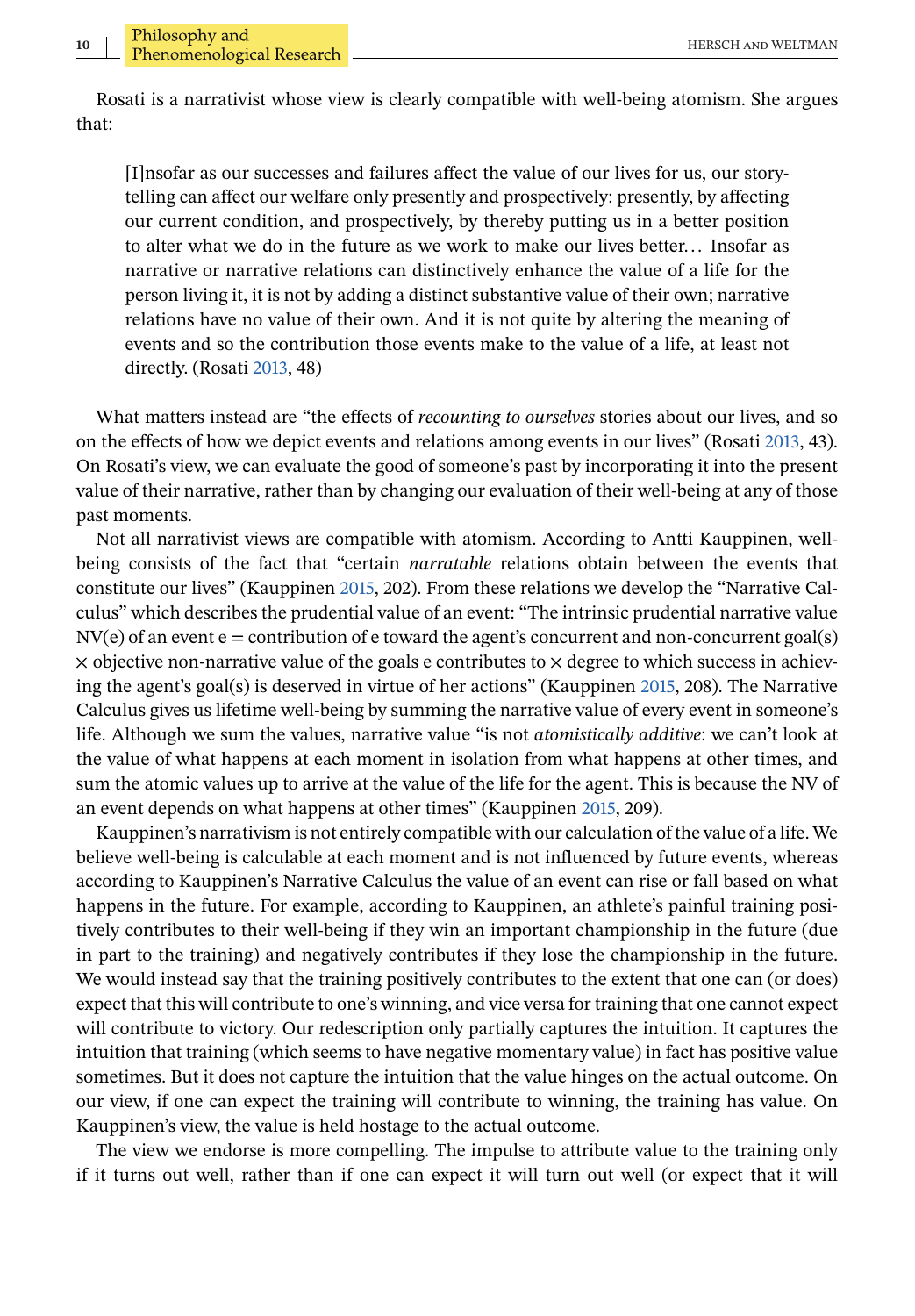Rosati is a narrativist whose view is clearly compatible with well-being atomism. She argues that:

> [I]nsofar as our successes and failures affect the value of our lives for us, our story-telling can affect our welfare only presently and prospectively: presently, by affecting our current condition, and prospectively, by thereby putting us in a better position to alter what we do in the future as we work to make our lives better… Insofar as narrative or narrative relations can distinctively enhance the value of a life for the person living it, it is not by adding a distinct substantive value of their own; narrative relations have no value of their own. And it is not quite by altering the meaning of events and so the contribution those events make to the value of a life, at least not directly. (Rosati 2013, 48)

What matters instead are "the effects of *recounting to ourselves* stories about our lives, and so on the effects of how we depict events and relations among events in our lives" (Rosati 2013, 43). On Rosati's view, we can evaluate the good of someone's past by incorporating it into the present value of their narrative, rather than by changing our evaluation of their well-being at any of those past moments.

Not all narrativist views are compatible with atomism. According to Antti Kauppinen, well-being consists of the fact that "certain *narratable* relations obtain between the events that constitute our lives" (Kauppinen 2015, 202). From these relations we develop the "Narrative Calculus" which describes the prudential value of an event: "The intrinsic prudential narrative value NV(e) of an event e = contribution of e toward the agent's concurrent and non-concurrent goal(s) × objective non-narrative value of the goals e contributes to × degree to which success in achieving the agent's goal(s) is deserved in virtue of her actions" (Kauppinen 2015, 208). The Narrative Calculus gives us lifetime well-being by summing the narrative value of every event in someone's life. Although we sum the values, narrative value "is not *atomistically additive*: we can't look at the value of what happens at each moment in isolation from what happens at other times, and sum the atomic values up to arrive at the value of the life for the agent. This is because the NV of an event depends on what happens at other times" (Kauppinen 2015, 209).

Kauppinen's narrativism is not entirely compatible with our calculation of the value of a life. We believe well-being is calculable at each moment and is not influenced by future events, whereas according to Kauppinen's Narrative Calculus the value of an event can rise or fall based on what happens in the future. For example, according to Kauppinen, an athlete's painful training positively contributes to their well-being if they win an important championship in the future (due in part to the training) and negatively contributes if they lose the championship in the future. We would instead say that the training positively contributes to the extent that one can (or does) expect that this will contribute to one's winning, and vice versa for training that one cannot expect will contribute to victory. Our redescription only partially captures the intuition. It captures the intuition that training (which seems to have negative momentary value) in fact has positive value sometimes. But it does not capture the intuition that the value hinges on the actual outcome. On our view, if one can expect the training will contribute to winning, the training has value. On Kauppinen's view, the value is held hostage to the actual outcome.

The view we endorse is more compelling. The impulse to attribute value to the training only if it turns out well, rather than if one can expect it will turn out well (or expect that it will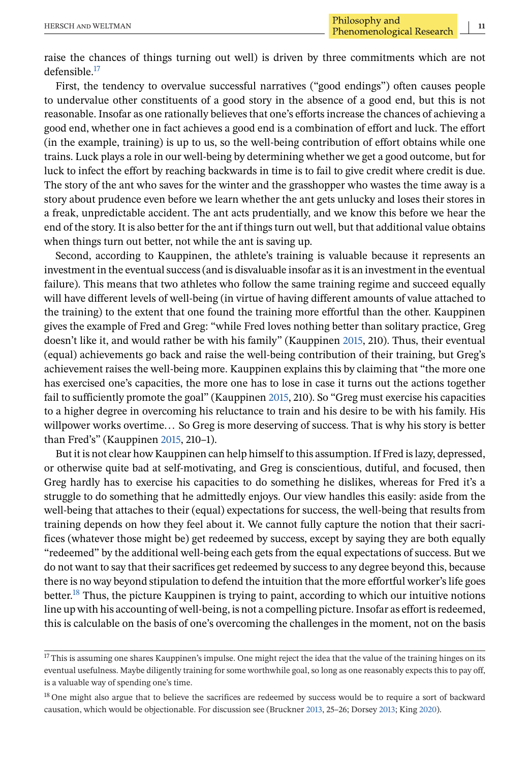raise the chances of things turning out well) is driven by three commitments which are not defensible.[17]

First, the tendency to overvalue successful narratives ("good endings") often causes people to undervalue other constituents of a good story in the absence of a good end, but this is not reasonable. Insofar as one rationally believes that one's efforts increase the chances of achieving a good end, whether one in fact achieves a good end is a combination of effort and luck. The effort (in the example, training) is up to us, so the well-being contribution of effort obtains while one trains. Luck plays a role in our well-being by determining whether we get a good outcome, but for luck to infect the effort by reaching backwards in time is to fail to give credit where credit is due. The story of the ant who saves for the winter and the grasshopper who wastes the time away is a story about prudence even before we learn whether the ant gets unlucky and loses their stores in a freak, unpredictable accident. The ant acts prudentially, and we know this before we hear the end of the story. It is also better for the ant if things turn out well, but that additional value obtains when things turn out better, not while the ant is saving up.

Second, according to Kauppinen, the athlete's training is valuable because it represents an investment in the eventual success (and is disvaluable insofar as it is an investment in the eventual failure). This means that two athletes who follow the same training regime and succeed equally will have different levels of well-being (in virtue of having different amounts of value attached to the training) to the extent that one found the training more effortful than the other. Kauppinen gives the example of Fred and Greg: "while Fred loves nothing better than solitary practice, Greg doesn't like it, and would rather be with his family" (Kauppinen 2015, 210). Thus, their eventual (equal) achievements go back and raise the well-being contribution of their training, but Greg's achievement raises the well-being more. Kauppinen explains this by claiming that "the more one has exercised one's capacities, the more one has to lose in case it turns out the actions together fail to sufficiently promote the goal" (Kauppinen 2015, 210). So "Greg must exercise his capacities to a higher degree in overcoming his reluctance to train and his desire to be with his family. His willpower works overtime… So Greg is more deserving of success. That is why his story is better than Fred's" (Kauppinen 2015, 210–1).

But it is not clear how Kauppinen can help himself to this assumption. If Fred is lazy, depressed, or otherwise quite bad at self-motivating, and Greg is conscientious, dutiful, and focused, then Greg hardly has to exercise his capacities to do something he dislikes, whereas for Fred it's a struggle to do something that he admittedly enjoys. Our view handles this easily: aside from the well-being that attaches to their (equal) expectations for success, the well-being that results from training depends on how they feel about it. We cannot fully capture the notion that their sacrifices (whatever those might be) get redeemed by success, except by saying they are both equally "redeemed" by the additional well-being each gets from the equal expectations of success. But we do not want to say that their sacrifices get redeemed by success to any degree beyond this, because there is no way beyond stipulation to defend the intuition that the more effortful worker's life goes better.[18] Thus, the picture Kauppinen is trying to paint, according to which our intuitive notions line up with his accounting of well-being, is not a compelling picture. Insofar as effort is redeemed, this is calculable on the basis of one's overcoming the challenges in the moment, not on the basis

---

[17] This is assuming one shares Kauppinen's impulse. One might reject the idea that the value of the training hinges on its eventual usefulness. Maybe diligently training for some worthwhile goal, so long as one reasonably expects this to pay off, is a valuable way of spending one's time.

[18] One might also argue that to believe the sacrifices are redeemed by success would be to require a sort of backward causation, which would be objectionable. For discussion see (Bruckner 2013, 25–26; Dorsey 2013; King 2020).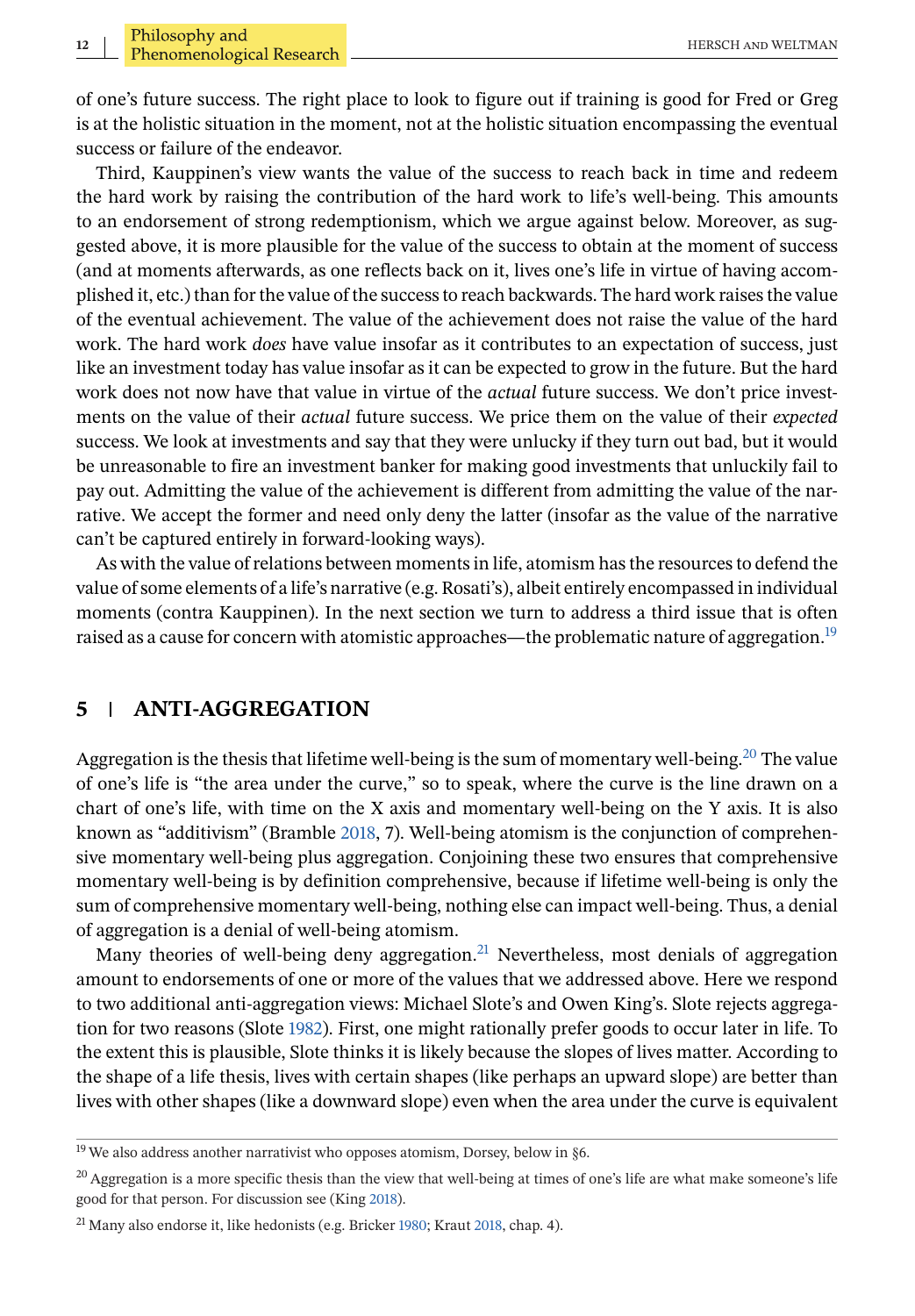of one's future success. The right place to look to figure out if training is good for Fred or Greg is at the holistic situation in the moment, not at the holistic situation encompassing the eventual success or failure of the endeavor.

Third, Kauppinen's view wants the value of the success to reach back in time and redeem the hard work by raising the contribution of the hard work to life's well-being. This amounts to an endorsement of strong redemptionism, which we argue against below. Moreover, as suggested above, it is more plausible for the value of the success to obtain at the moment of success (and at moments afterwards, as one reflects back on it, lives one's life in virtue of having accomplished it, etc.) than for the value of the success to reach backwards. The hard work raises the value of the eventual achievement. The value of the achievement does not raise the value of the hard work. The hard work *does* have value insofar as it contributes to an expectation of success, just like an investment today has value insofar as it can be expected to grow in the future. But the hard work does not now have that value in virtue of the *actual* future success. We don't price investments on the value of their *actual* future success. We price them on the value of their *expected* success. We look at investments and say that they were unlucky if they turn out bad, but it would be unreasonable to fire an investment banker for making good investments that unluckily fail to pay out. Admitting the value of the achievement is different from admitting the value of the narrative. We accept the former and need only deny the latter (insofar as the value of the narrative can't be captured entirely in forward-looking ways).

As with the value of relations between moments in life, atomism has the resources to defend the value of some elements of a life's narrative (e.g. Rosati's), albeit entirely encompassed in individual moments (contra Kauppinen). In the next section we turn to address a third issue that is often raised as a cause for concern with atomistic approaches—the problematic nature of aggregation.[19]

## 5 | ANTI-AGGREGATION

Aggregation is the thesis that lifetime well-being is the sum of momentary well-being.[20] The value of one's life is "the area under the curve," so to speak, where the curve is the line drawn on a chart of one's life, with time on the X axis and momentary well-being on the Y axis. It is also known as "additivism" (Bramble 2018, 7). Well-being atomism is the conjunction of comprehensive momentary well-being plus aggregation. Conjoining these two ensures that comprehensive momentary well-being is by definition comprehensive, because if lifetime well-being is only the sum of comprehensive momentary well-being, nothing else can impact well-being. Thus, a denial of aggregation is a denial of well-being atomism.

Many theories of well-being deny aggregation.[21] Nevertheless, most denials of aggregation amount to endorsements of one or more of the values that we addressed above. Here we respond to two additional anti-aggregation views: Michael Slote's and Owen King's. Slote rejects aggregation for two reasons (Slote 1982). First, one might rationally prefer goods to occur later in life. To the extent this is plausible, Slote thinks it is likely because the slopes of lives matter. According to the shape of a life thesis, lives with certain shapes (like perhaps an upward slope) are better than lives with other shapes (like a downward slope) even when the area under the curve is equivalent

[19] We also address another narrativist who opposes atomism, Dorsey, below in §6.

[20] Aggregation is a more specific thesis than the view that well-being at times of one's life are what make someone's life good for that person. For discussion see (King 2018).

[21] Many also endorse it, like hedonists (e.g. Bricker 1980; Kraut 2018, chap. 4).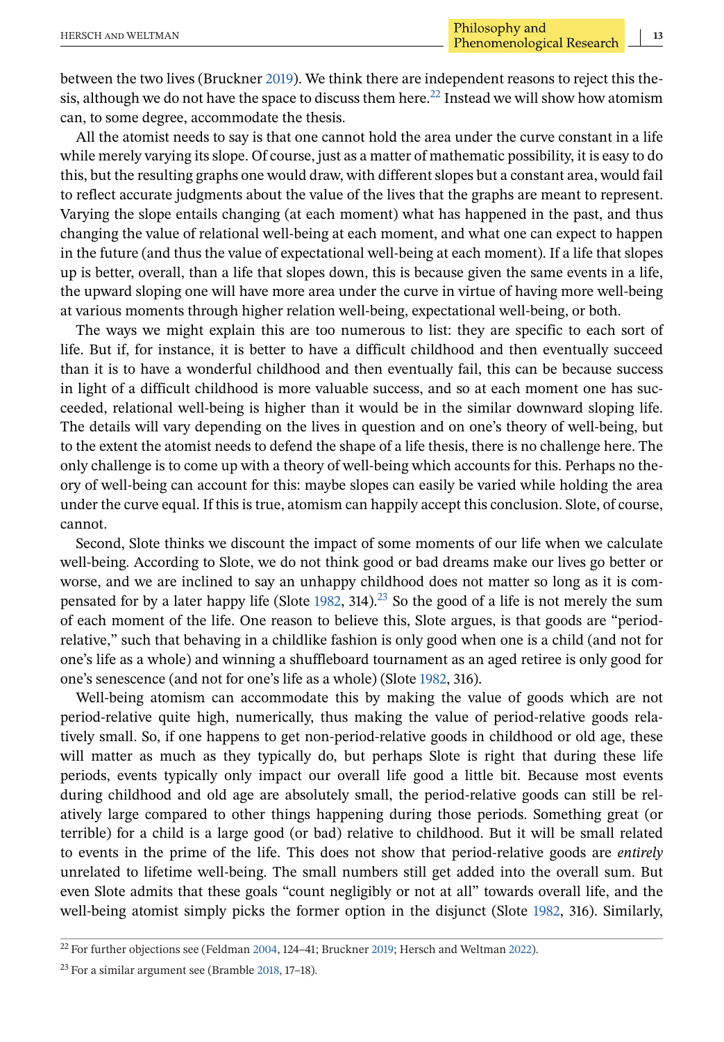between the two lives (Bruckner 2019). We think there are independent reasons to reject this thesis, although we do not have the space to discuss them here.[22] Instead we will show how atomism can, to some degree, accommodate the thesis.

All the atomist needs to say is that one cannot hold the area under the curve constant in a life while merely varying its slope. Of course, just as a matter of mathematic possibility, it is easy to do this, but the resulting graphs one would draw, with different slopes but a constant area, would fail to reflect accurate judgments about the value of the lives that the graphs are meant to represent. Varying the slope entails changing (at each moment) what has happened in the past, and thus changing the value of relational well-being at each moment, and what one can expect to happen in the future (and thus the value of expectational well-being at each moment). If a life that slopes up is better, overall, than a life that slopes down, this is because given the same events in a life, the upward sloping one will have more area under the curve in virtue of having more well-being at various moments through higher relation well-being, expectational well-being, or both.

The ways we might explain this are too numerous to list: they are specific to each sort of life. But if, for instance, it is better to have a difficult childhood and then eventually succeed than it is to have a wonderful childhood and then eventually fail, this can be because success in light of a difficult childhood is more valuable success, and so at each moment one has succeeded, relational well-being is higher than it would be in the similar downward sloping life. The details will vary depending on the lives in question and on one's theory of well-being, but to the extent the atomist needs to defend the shape of a life thesis, there is no challenge here. The only challenge is to come up with a theory of well-being which accounts for this. Perhaps no theory of well-being can account for this: maybe slopes can easily be varied while holding the area under the curve equal. If this is true, atomism can happily accept this conclusion. Slote, of course, cannot.

Second, Slote thinks we discount the impact of some moments of our life when we calculate well-being. According to Slote, we do not think good or bad dreams make our lives go better or worse, and we are inclined to say an unhappy childhood does not matter so long as it is compensated for by a later happy life (Slote 1982, 314).[23] So the good of a life is not merely the sum of each moment of the life. One reason to believe this, Slote argues, is that goods are "period-relative," such that behaving in a childlike fashion is only good when one is a child (and not for one's life as a whole) and winning a shuffleboard tournament as an aged retiree is only good for one's senescence (and not for one's life as a whole) (Slote 1982, 316).

Well-being atomism can accommodate this by making the value of goods which are not period-relative quite high, numerically, thus making the value of period-relative goods relatively small. So, if one happens to get non-period-relative goods in childhood or old age, these will matter as much as they typically do, but perhaps Slote is right that during these life periods, events typically only impact our overall life good a little bit. Because most events during childhood and old age are absolutely small, the period-relative goods can still be relatively large compared to other things happening during those periods. Something great (or terrible) for a child is a large good (or bad) relative to childhood. But it will be small related to events in the prime of the life. This does not show that period-relative goods are *entirely* unrelated to lifetime well-being. The small numbers still get added into the overall sum. But even Slote admits that these goals "count negligibly or not at all" towards overall life, and the well-being atomist simply picks the former option in the disjunct (Slote 1982, 316). Similarly,

[22] For further objections see (Feldman 2004, 124–41; Bruckner 2019; Hersch and Weltman 2022).

[23] For a similar argument see (Bramble 2018, 17–18).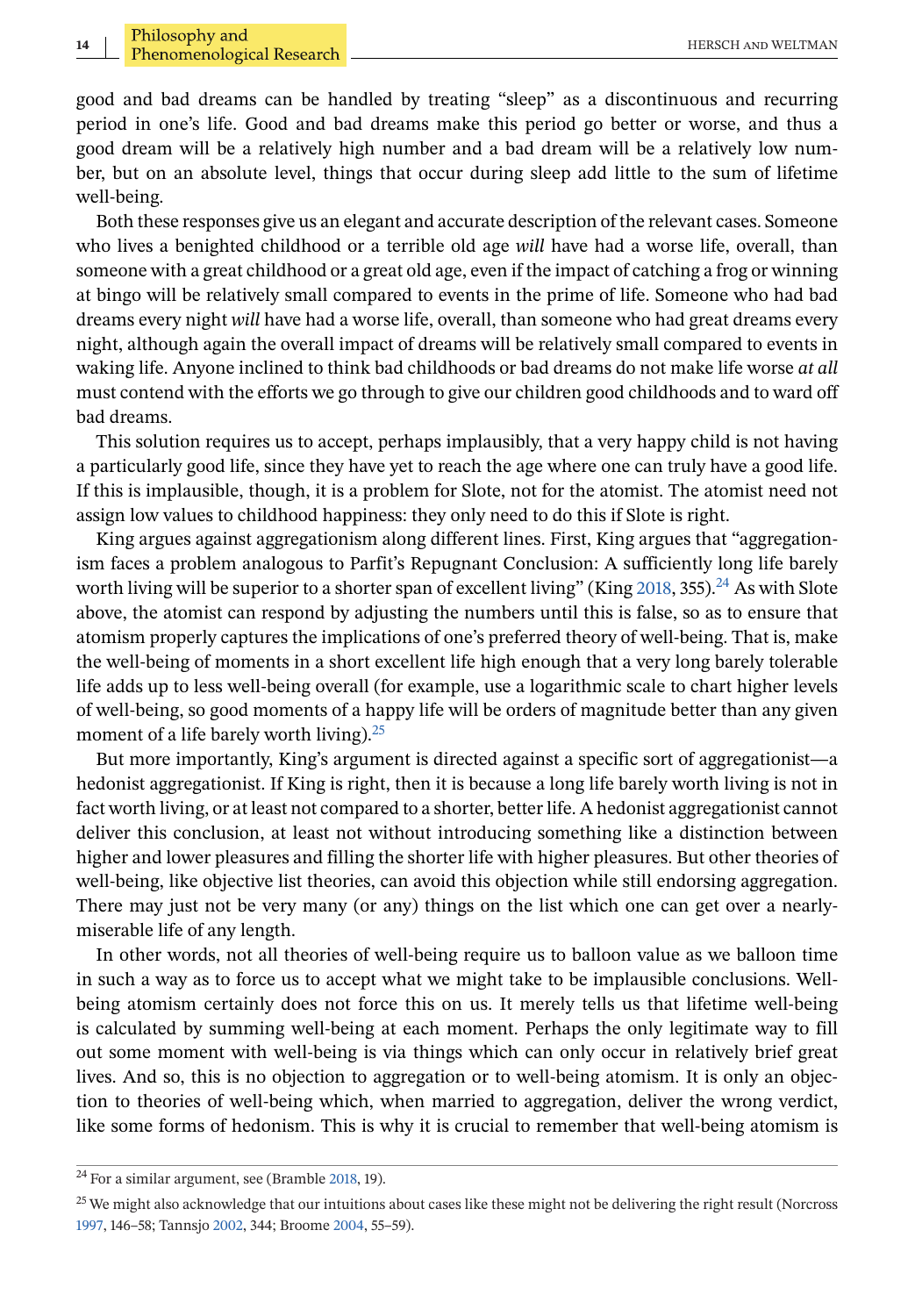good and bad dreams can be handled by treating “sleep” as a discontinuous and recurring period in one’s life. Good and bad dreams make this period go better or worse, and thus a good dream will be a relatively high number and a bad dream will be a relatively low number, but on an absolute level, things that occur during sleep add little to the sum of lifetime well-being.

Both these responses give us an elegant and accurate description of the relevant cases. Someone who lives a benighted childhood or a terrible old age *will* have had a worse life, overall, than someone with a great childhood or a great old age, even if the impact of catching a frog or winning at bingo will be relatively small compared to events in the prime of life. Someone who had bad dreams every night *will* have had a worse life, overall, than someone who had great dreams every night, although again the overall impact of dreams will be relatively small compared to events in waking life. Anyone inclined to think bad childhoods or bad dreams do not make life worse *at all* must contend with the efforts we go through to give our children good childhoods and to ward off bad dreams.

This solution requires us to accept, perhaps implausibly, that a very happy child is not having a particularly good life, since they have yet to reach the age where one can truly have a good life. If this is implausible, though, it is a problem for Slote, not for the atomist. The atomist need not assign low values to childhood happiness: they only need to do this if Slote is right.

King argues against aggregationism along different lines. First, King argues that “aggregationism faces a problem analogous to Parfit’s Repugnant Conclusion: A sufficiently long life barely worth living will be superior to a shorter span of excellent living” (King 2018, 355).[24] As with Slote above, the atomist can respond by adjusting the numbers until this is false, so as to ensure that atomism properly captures the implications of one’s preferred theory of well-being. That is, make the well-being of moments in a short excellent life high enough that a very long barely tolerable life adds up to less well-being overall (for example, use a logarithmic scale to chart higher levels of well-being, so good moments of a happy life will be orders of magnitude better than any given moment of a life barely worth living).[25]

But more importantly, King’s argument is directed against a specific sort of aggregationist—a hedonist aggregationist. If King is right, then it is because a long life barely worth living is not in fact worth living, or at least not compared to a shorter, better life. A hedonist aggregationist cannot deliver this conclusion, at least not without introducing something like a distinction between higher and lower pleasures and filling the shorter life with higher pleasures. But other theories of well-being, like objective list theories, can avoid this objection while still endorsing aggregation. There may just not be very many (or any) things on the list which one can get over a nearly-miserable life of any length.

In other words, not all theories of well-being require us to balloon value as we balloon time in such a way as to force us to accept what we might take to be implausible conclusions. Well-being atomism certainly does not force this on us. It merely tells us that lifetime well-being is calculated by summing well-being at each moment. Perhaps the only legitimate way to fill out some moment with well-being is via things which can only occur in relatively brief great lives. And so, this is no objection to aggregation or to well-being atomism. It is only an objection to theories of well-being which, when married to aggregation, deliver the wrong verdict, like some forms of hedonism. This is why it is crucial to remember that well-being atomism is

---

[24] For a similar argument, see (Bramble 2018, 19).

[25] We might also acknowledge that our intuitions about cases like these might not be delivering the right result (Norcross 1997, 146–58; Tannsjo 2002, 344; Broome 2004, 55–59).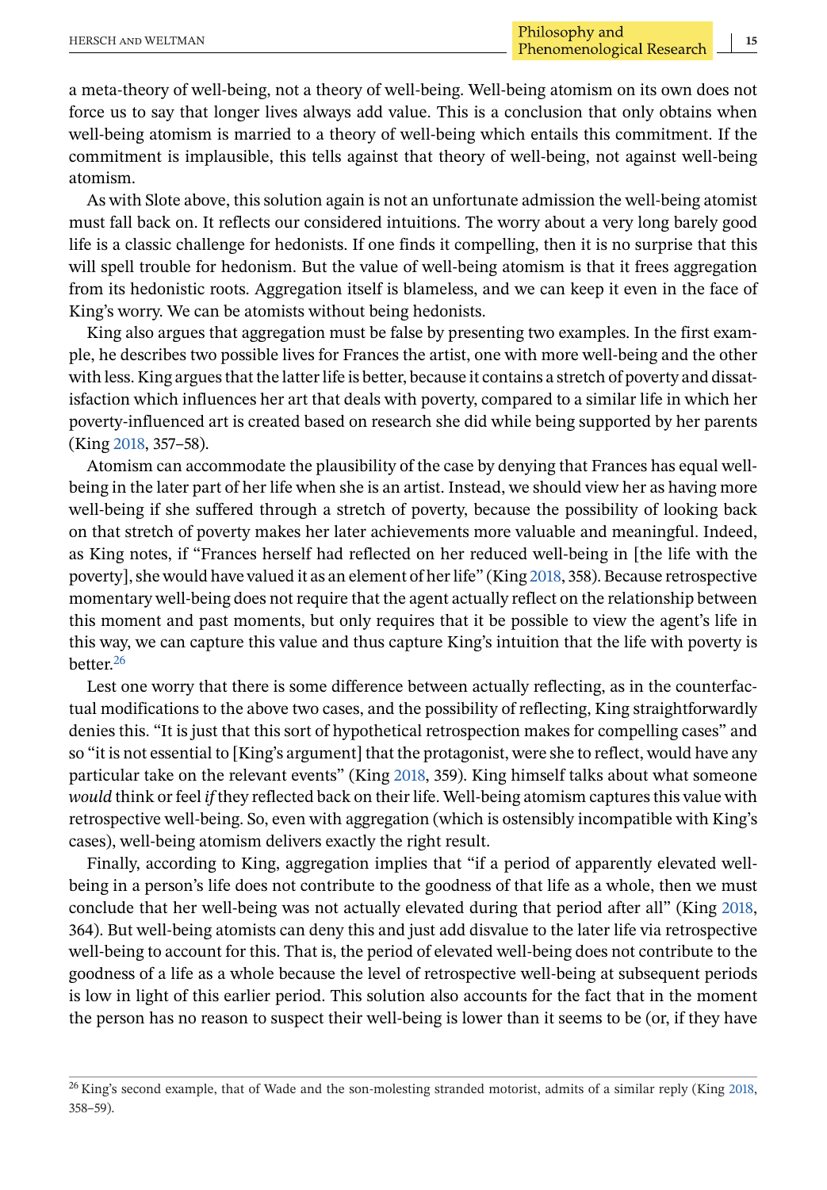a meta-theory of well-being, not a theory of well-being. Well-being atomism on its own does not force us to say that longer lives always add value. This is a conclusion that only obtains when well-being atomism is married to a theory of well-being which entails this commitment. If the commitment is implausible, this tells against that theory of well-being, not against well-being atomism.

As with Slote above, this solution again is not an unfortunate admission the well-being atomist must fall back on. It reflects our considered intuitions. The worry about a very long barely good life is a classic challenge for hedonists. If one finds it compelling, then it is no surprise that this will spell trouble for hedonism. But the value of well-being atomism is that it frees aggregation from its hedonistic roots. Aggregation itself is blameless, and we can keep it even in the face of King's worry. We can be atomists without being hedonists.

King also argues that aggregation must be false by presenting two examples. In the first example, he describes two possible lives for Frances the artist, one with more well-being and the other with less. King argues that the latter life is better, because it contains a stretch of poverty and dissatisfaction which influences her art that deals with poverty, compared to a similar life in which her poverty-influenced art is created based on research she did while being supported by her parents (King 2018, 357–58).

Atomism can accommodate the plausibility of the case by denying that Frances has equal well-being in the later part of her life when she is an artist. Instead, we should view her as having more well-being if she suffered through a stretch of poverty, because the possibility of looking back on that stretch of poverty makes her later achievements more valuable and meaningful. Indeed, as King notes, if "Frances herself had reflected on her reduced well-being in [the life with the poverty], she would have valued it as an element of her life" (King 2018, 358). Because retrospective momentary well-being does not require that the agent actually reflect on the relationship between this moment and past moments, but only requires that it be possible to view the agent's life in this way, we can capture this value and thus capture King's intuition that the life with poverty is better.[26]

Lest one worry that there is some difference between actually reflecting, as in the counterfactual modifications to the above two cases, and the possibility of reflecting, King straightforwardly denies this. "It is just that this sort of hypothetical retrospection makes for compelling cases" and so "it is not essential to [King's argument] that the protagonist, were she to reflect, would have any particular take on the relevant events" (King 2018, 359). King himself talks about what someone *would* think or feel *if* they reflected back on their life. Well-being atomism captures this value with retrospective well-being. So, even with aggregation (which is ostensibly incompatible with King's cases), well-being atomism delivers exactly the right result.

Finally, according to King, aggregation implies that "if a period of apparently elevated well-being in a person's life does not contribute to the goodness of that life as a whole, then we must conclude that her well-being was not actually elevated during that period after all" (King 2018, 364). But well-being atomists can deny this and just add disvalue to the later life via retrospective well-being to account for this. That is, the period of elevated well-being does not contribute to the goodness of a life as a whole because the level of retrospective well-being at subsequent periods is low in light of this earlier period. This solution also accounts for the fact that in the moment the person has no reason to suspect their well-being is lower than it seems to be (or, if they have

[26] King's second example, that of Wade and the son-molesting stranded motorist, admits of a similar reply (King 2018, 358–59).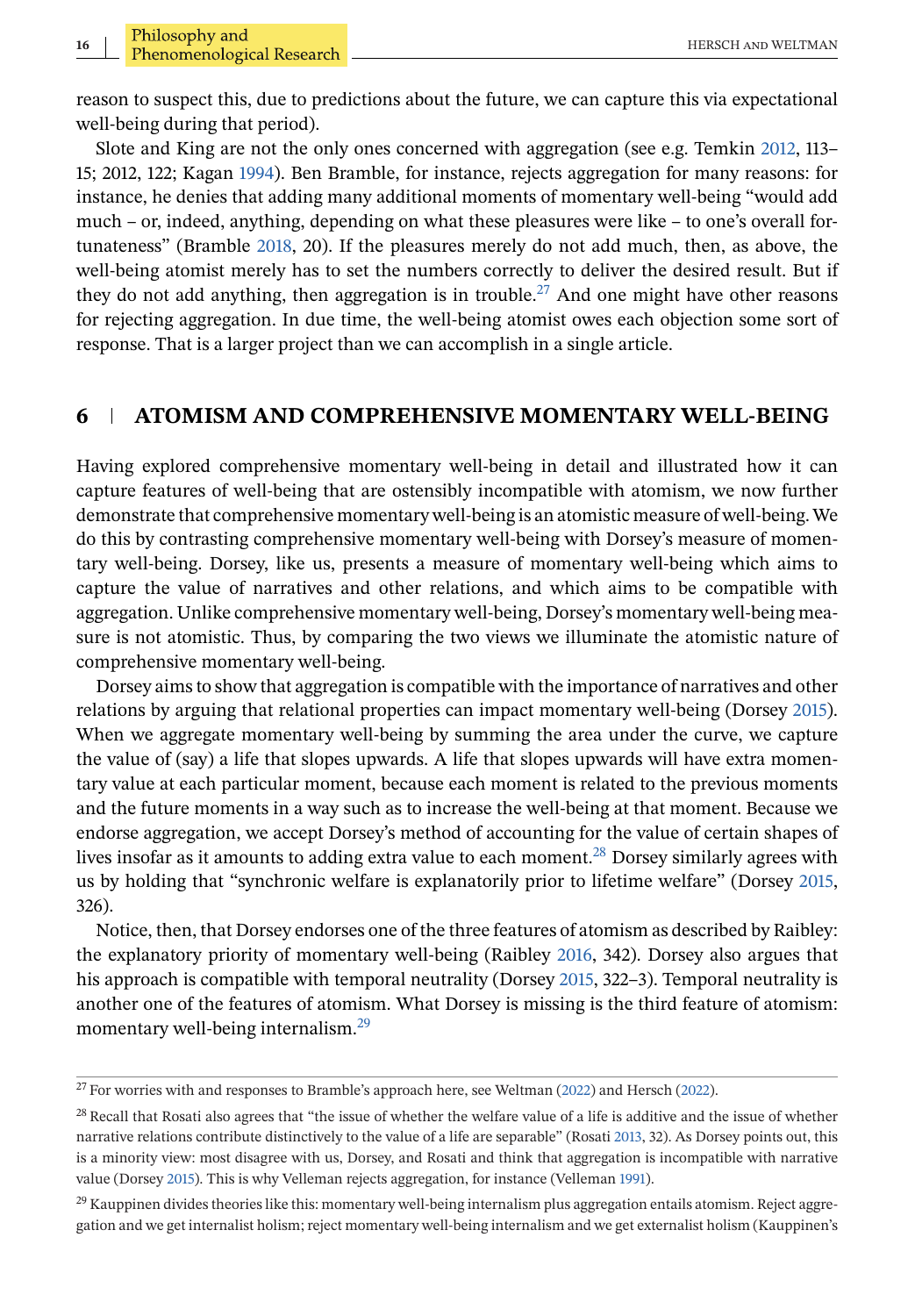reason to suspect this, due to predictions about the future, we can capture this via expectational well-being during that period).

Slote and King are not the only ones concerned with aggregation (see e.g. Temkin 2012, 113–15; 2012, 122; Kagan 1994). Ben Bramble, for instance, rejects aggregation for many reasons: for instance, he denies that adding many additional moments of momentary well-being "would add much – or, indeed, anything, depending on what these pleasures were like – to one's overall fortunateness" (Bramble 2018, 20). If the pleasures merely do not add much, then, as above, the well-being atomist merely has to set the numbers correctly to deliver the desired result. But if they do not add anything, then aggregation is in trouble.[27] And one might have other reasons for rejecting aggregation. In due time, the well-being atomist owes each objection some sort of response. That is a larger project than we can accomplish in a single article.

## 6 | ATOMISM AND COMPREHENSIVE MOMENTARY WELL-BEING

Having explored comprehensive momentary well-being in detail and illustrated how it can capture features of well-being that are ostensibly incompatible with atomism, we now further demonstrate that comprehensive momentary well-being is an atomistic measure of well-being. We do this by contrasting comprehensive momentary well-being with Dorsey's measure of momentary well-being. Dorsey, like us, presents a measure of momentary well-being which aims to capture the value of narratives and other relations, and which aims to be compatible with aggregation. Unlike comprehensive momentary well-being, Dorsey's momentary well-being measure is not atomistic. Thus, by comparing the two views we illuminate the atomistic nature of comprehensive momentary well-being.

Dorsey aims to show that aggregation is compatible with the importance of narratives and other relations by arguing that relational properties can impact momentary well-being (Dorsey 2015). When we aggregate momentary well-being by summing the area under the curve, we capture the value of (say) a life that slopes upwards. A life that slopes upwards will have extra momentary value at each particular moment, because each moment is related to the previous moments and the future moments in a way such as to increase the well-being at that moment. Because we endorse aggregation, we accept Dorsey's method of accounting for the value of certain shapes of lives insofar as it amounts to adding extra value to each moment.[28] Dorsey similarly agrees with us by holding that "synchronic welfare is explanatorily prior to lifetime welfare" (Dorsey 2015, 326).

Notice, then, that Dorsey endorses one of the three features of atomism as described by Raibley: the explanatory priority of momentary well-being (Raibley 2016, 342). Dorsey also argues that his approach is compatible with temporal neutrality (Dorsey 2015, 322–3). Temporal neutrality is another one of the features of atomism. What Dorsey is missing is the third feature of atomism: momentary well-being internalism.[29]

---

[27] For worries with and responses to Bramble's approach here, see Weltman (2022) and Hersch (2022).

[28] Recall that Rosati also agrees that "the issue of whether the welfare value of a life is additive and the issue of whether narrative relations contribute distinctively to the value of a life are separable" (Rosati 2013, 32). As Dorsey points out, this is a minority view: most disagree with us, Dorsey, and Rosati and think that aggregation is incompatible with narrative value (Dorsey 2015). This is why Velleman rejects aggregation, for instance (Velleman 1991).

[29] Kauppinen divides theories like this: momentary well-being internalism plus aggregation entails atomism. Reject aggregation and we get internalist holism; reject momentary well-being internalism and we get externalist holism (Kauppinen's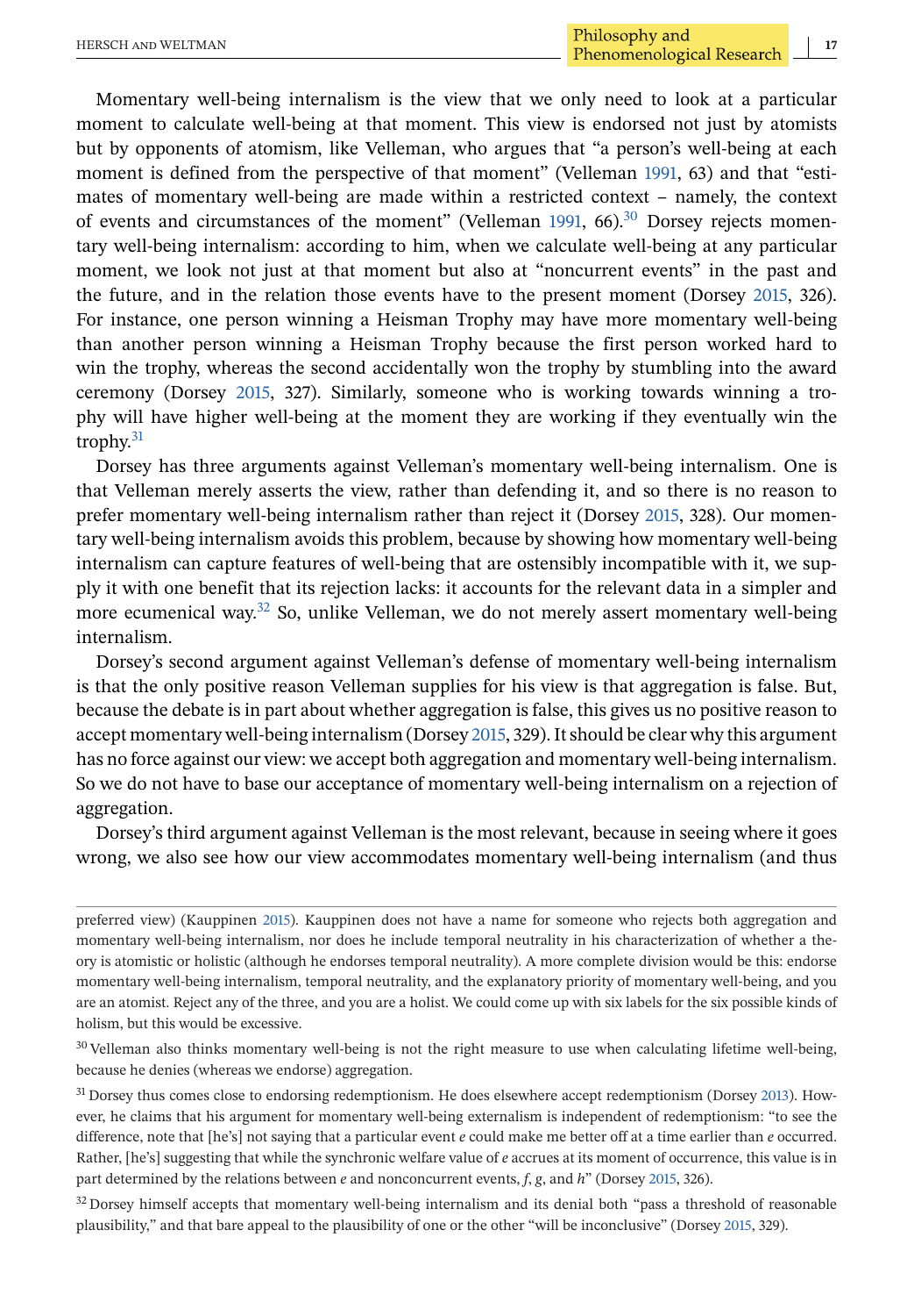Momentary well-being internalism is the view that we only need to look at a particular moment to calculate well-being at that moment. This view is endorsed not just by atomists but by opponents of atomism, like Velleman, who argues that "a person's well-being at each moment is defined from the perspective of that moment" (Velleman 1991, 63) and that "estimates of momentary well-being are made within a restricted context – namely, the context of events and circumstances of the moment" (Velleman 1991, 66).[30] Dorsey rejects momentary well-being internalism: according to him, when we calculate well-being at any particular moment, we look not just at that moment but also at "noncurrent events" in the past and the future, and in the relation those events have to the present moment (Dorsey 2015, 326). For instance, one person winning a Heisman Trophy may have more momentary well-being than another person winning a Heisman Trophy because the first person worked hard to win the trophy, whereas the second accidentally won the trophy by stumbling into the award ceremony (Dorsey 2015, 327). Similarly, someone who is working towards winning a trophy will have higher well-being at the moment they are working if they eventually win the trophy.[31]

Dorsey has three arguments against Velleman's momentary well-being internalism. One is that Velleman merely asserts the view, rather than defending it, and so there is no reason to prefer momentary well-being internalism rather than reject it (Dorsey 2015, 328). Our momentary well-being internalism avoids this problem, because by showing how momentary well-being internalism can capture features of well-being that are ostensibly incompatible with it, we supply it with one benefit that its rejection lacks: it accounts for the relevant data in a simpler and more ecumenical way.[32] So, unlike Velleman, we do not merely assert momentary well-being internalism.

Dorsey's second argument against Velleman's defense of momentary well-being internalism is that the only positive reason Velleman supplies for his view is that aggregation is false. But, because the debate is in part about whether aggregation is false, this gives us no positive reason to accept momentary well-being internalism (Dorsey 2015, 329). It should be clear why this argument has no force against our view: we accept both aggregation and momentary well-being internalism. So we do not have to base our acceptance of momentary well-being internalism on a rejection of aggregation.

Dorsey's third argument against Velleman is the most relevant, because in seeing where it goes wrong, we also see how our view accommodates momentary well-being internalism (and thus

---

preferred view) (Kauppinen 2015). Kauppinen does not have a name for someone who rejects both aggregation and momentary well-being internalism, nor does he include temporal neutrality in his characterization of whether a theory is atomistic or holistic (although he endorses temporal neutrality). A more complete division would be this: endorse momentary well-being internalism, temporal neutrality, and the explanatory priority of momentary well-being, and you are an atomist. Reject any of the three, and you are a holist. We could come up with six labels for the six possible kinds of holism, but this would be excessive.

[30] Velleman also thinks momentary well-being is not the right measure to use when calculating lifetime well-being, because he denies (whereas we endorse) aggregation.

[31] Dorsey thus comes close to endorsing redemptionism. He does elsewhere accept redemptionism (Dorsey 2013). However, he claims that his argument for momentary well-being externalism is independent of redemptionism: "to see the difference, note that [he's] not saying that a particular event *e* could make me better off at a time earlier than *e* occurred. Rather, [he's] suggesting that while the synchronic welfare value of *e* accrues at its moment of occurrence, this value is in part determined by the relations between *e* and nonconcurrent events, *f*, *g*, and *h*" (Dorsey 2015, 326).

[32] Dorsey himself accepts that momentary well-being internalism and its denial both "pass a threshold of reasonable plausibility," and that bare appeal to the plausibility of one or the other "will be inconclusive" (Dorsey 2015, 329).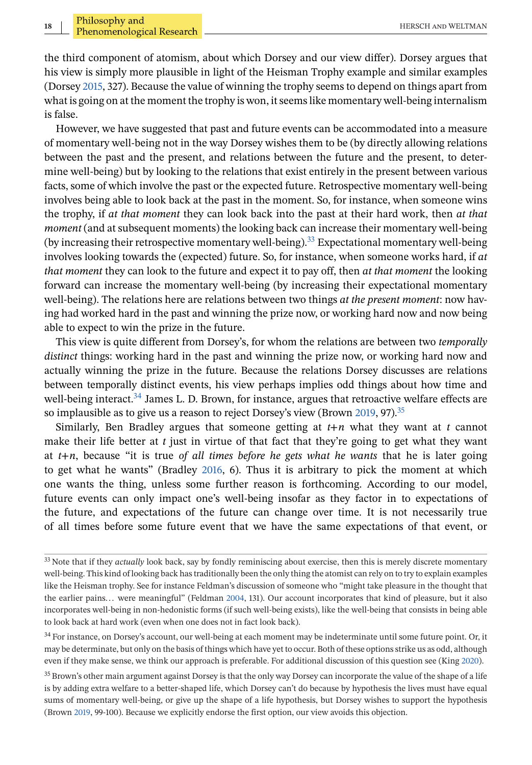the third component of atomism, about which Dorsey and our view differ). Dorsey argues that his view is simply more plausible in light of the Heisman Trophy example and similar examples (Dorsey 2015, 327). Because the value of winning the trophy seems to depend on things apart from what is going on at the moment the trophy is won, it seems like momentary well-being internalism is false.

However, we have suggested that past and future events can be accommodated into a measure of momentary well-being not in the way Dorsey wishes them to be (by directly allowing relations between the past and the present, and relations between the future and the present, to determine well-being) but by looking to the relations that exist entirely in the present between various facts, some of which involve the past or the expected future. Retrospective momentary well-being involves being able to look back at the past in the moment. So, for instance, when someone wins the trophy, if *at that moment* they can look back into the past at their hard work, then *at that moment* (and at subsequent moments) the looking back can increase their momentary well-being (by increasing their retrospective momentary well-being).[33] Expectational momentary well-being involves looking towards the (expected) future. So, for instance, when someone works hard, if *at that moment* they can look to the future and expect it to pay off, then *at that moment* the looking forward can increase the momentary well-being (by increasing their expectational momentary well-being). The relations here are relations between two things *at the present moment*: now having had worked hard in the past and winning the prize now, or working hard now and now being able to expect to win the prize in the future.

This view is quite different from Dorsey's, for whom the relations are between two *temporally distinct* things: working hard in the past and winning the prize now, or working hard now and actually winning the prize in the future. Because the relations Dorsey discusses are relations between temporally distinct events, his view perhaps implies odd things about how time and well-being interact.[34] James L. D. Brown, for instance, argues that retroactive welfare effects are so implausible as to give us a reason to reject Dorsey's view (Brown 2019, 97).[35]

Similarly, Ben Bradley argues that someone getting at $t+n$ what they want at $t$ cannot make their life better at $t$ just in virtue of that fact that they're going to get what they want at $t+n$, because "it is true *of all times before he gets what he wants* that he is later going to get what he wants" (Bradley 2016, 6). Thus it is arbitrary to pick the moment at which one wants the thing, unless some further reason is forthcoming. According to our model, future events can only impact one's well-being insofar as they factor in to expectations of the future, and expectations of the future can change over time. It is not necessarily true of all times before some future event that we have the same expectations of that event, or

---

[33] Note that if they *actually* look back, say by fondly reminiscing about exercise, then this is merely discrete momentary well-being. This kind of looking back has traditionally been the only thing the atomist can rely on to try to explain examples like the Heisman trophy. See for instance Feldman's discussion of someone who "might take pleasure in the thought that the earlier pains… were meaningful" (Feldman 2004, 131). Our account incorporates that kind of pleasure, but it also incorporates well-being in non-hedonistic forms (if such well-being exists), like the well-being that consists in being able to look back at hard work (even when one does not in fact look back).

[34] For instance, on Dorsey's account, our well-being at each moment may be indeterminate until some future point. Or, it may be determinate, but only on the basis of things which have yet to occur. Both of these options strike us as odd, although even if they make sense, we think our approach is preferable. For additional discussion of this question see (King 2020).

[35] Brown's other main argument against Dorsey is that the only way Dorsey can incorporate the value of the shape of a life is by adding extra welfare to a better-shaped life, which Dorsey can't do because by hypothesis the lives must have equal sums of momentary well-being, or give up the shape of a life hypothesis, but Dorsey wishes to support the hypothesis (Brown 2019, 99-100). Because we explicitly endorse the first option, our view avoids this objection.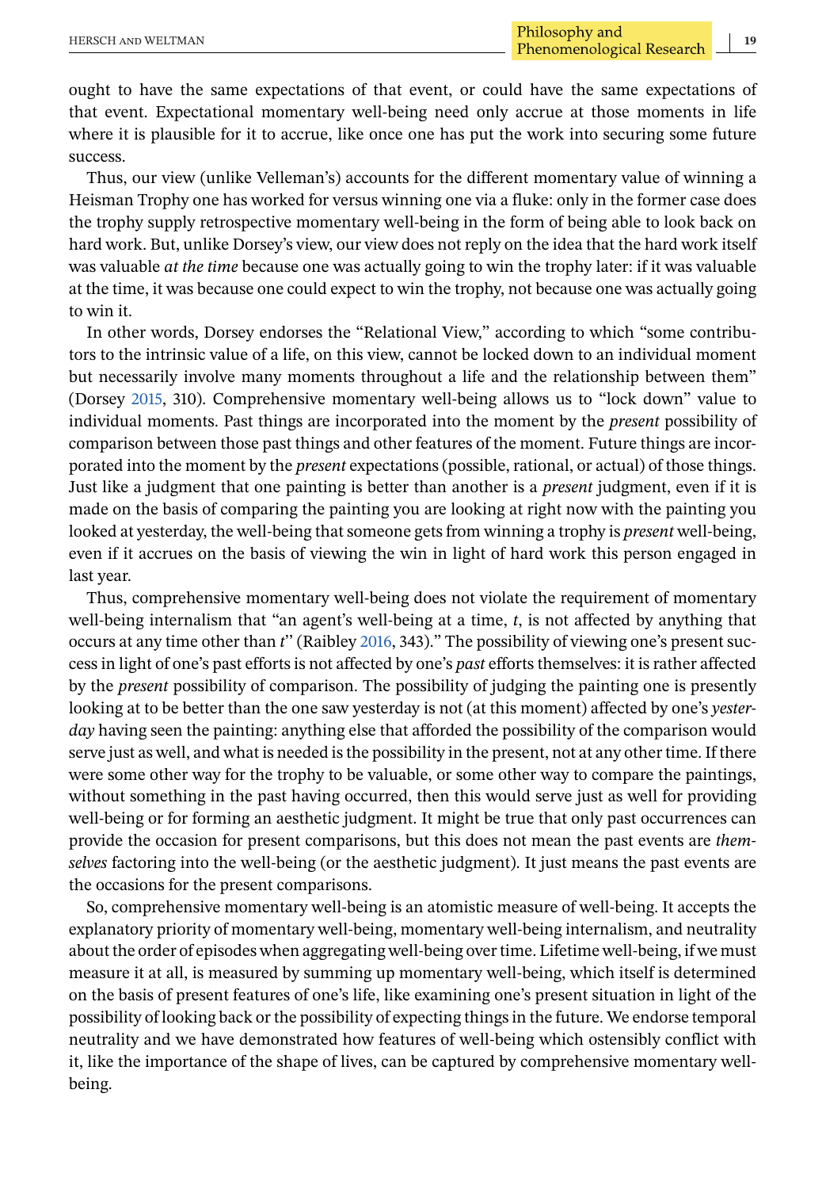ought to have the same expectations of that event, or could have the same expectations of that event. Expectational momentary well-being need only accrue at those moments in life where it is plausible for it to accrue, like once one has put the work into securing some future success.

Thus, our view (unlike Velleman's) accounts for the different momentary value of winning a Heisman Trophy one has worked for versus winning one via a fluke: only in the former case does the trophy supply retrospective momentary well-being in the form of being able to look back on hard work. But, unlike Dorsey's view, our view does not reply on the idea that the hard work itself was valuable *at the time* because one was actually going to win the trophy later: if it was valuable at the time, it was because one could expect to win the trophy, not because one was actually going to win it.

In other words, Dorsey endorses the "Relational View," according to which "some contributors to the intrinsic value of a life, on this view, cannot be locked down to an individual moment but necessarily involve many moments throughout a life and the relationship between them" (Dorsey 2015, 310). Comprehensive momentary well-being allows us to "lock down" value to individual moments. Past things are incorporated into the moment by the *present* possibility of comparison between those past things and other features of the moment. Future things are incorporated into the moment by the *present* expectations (possible, rational, or actual) of those things. Just like a judgment that one painting is better than another is a *present* judgment, even if it is made on the basis of comparing the painting you are looking at right now with the painting you looked at yesterday, the well-being that someone gets from winning a trophy is *present* well-being, even if it accrues on the basis of viewing the win in light of hard work this person engaged in last year.

Thus, comprehensive momentary well-being does not violate the requirement of momentary well-being internalism that "an agent's well-being at a time, *t*, is not affected by anything that occurs at any time other than *t*" (Raibley 2016, 343)." The possibility of viewing one's present success in light of one's past efforts is not affected by one's *past* efforts themselves: it is rather affected by the *present* possibility of comparison. The possibility of judging the painting one is presently looking at to be better than the one saw yesterday is not (at this moment) affected by one's *yesterday* having seen the painting: anything else that afforded the possibility of the comparison would serve just as well, and what is needed is the possibility in the present, not at any other time. If there were some other way for the trophy to be valuable, or some other way to compare the paintings, without something in the past having occurred, then this would serve just as well for providing well-being or for forming an aesthetic judgment. It might be true that only past occurrences can provide the occasion for present comparisons, but this does not mean the past events are *themselves* factoring into the well-being (or the aesthetic judgment). It just means the past events are the occasions for the present comparisons.

So, comprehensive momentary well-being is an atomistic measure of well-being. It accepts the explanatory priority of momentary well-being, momentary well-being internalism, and neutrality about the order of episodes when aggregating well-being over time. Lifetime well-being, if we must measure it at all, is measured by summing up momentary well-being, which itself is determined on the basis of present features of one's life, like examining one's present situation in light of the possibility of looking back or the possibility of expecting things in the future. We endorse temporal neutrality and we have demonstrated how features of well-being which ostensibly conflict with it, like the importance of the shape of lives, can be captured by comprehensive momentary well-being.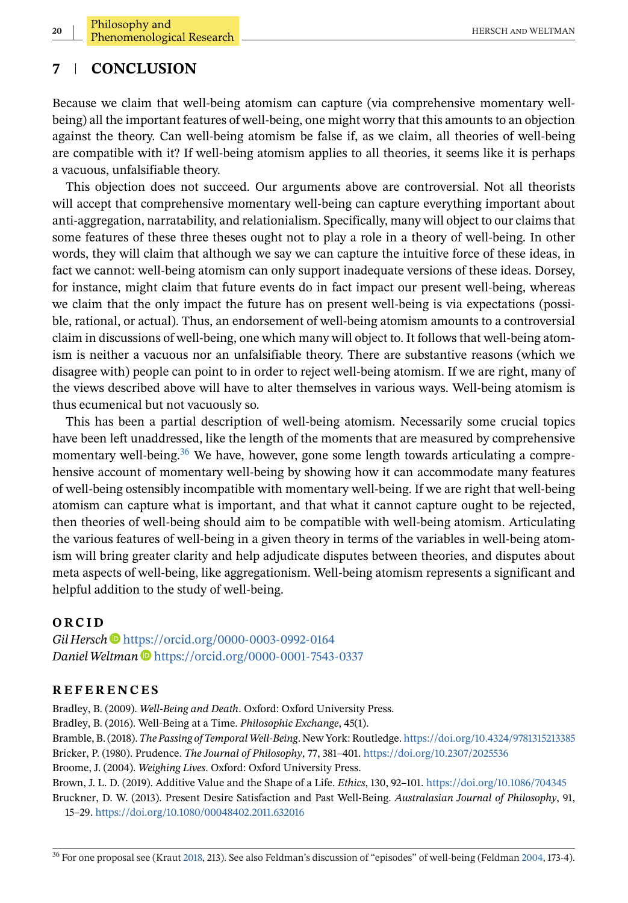## 7 | CONCLUSION

Because we claim that well-being atomism can capture (via comprehensive momentary well-being) all the important features of well-being, one might worry that this amounts to an objection against the theory. Can well-being atomism be false if, as we claim, all theories of well-being are compatible with it? If well-being atomism applies to all theories, it seems like it is perhaps a vacuous, unfalsifiable theory.

This objection does not succeed. Our arguments above are controversial. Not all theorists will accept that comprehensive momentary well-being can capture everything important about anti-aggregation, narratability, and relationalism. Specifically, many will object to our claims that some features of these three theses ought not to play a role in a theory of well-being. In other words, they will claim that although we say we can capture the intuitive force of these ideas, in fact we cannot: well-being atomism can only support inadequate versions of these ideas. Dorsey, for instance, might claim that future events do in fact impact our present well-being, whereas we claim that the only impact the future has on present well-being is via expectations (possible, rational, or actual). Thus, an endorsement of well-being atomism amounts to a controversial claim in discussions of well-being, one which many will object to. It follows that well-being atomism is neither a vacuous nor an unfalsifiable theory. There are substantive reasons (which we disagree with) people can point to in order to reject well-being atomism. If we are right, many of the views described above will have to alter themselves in various ways. Well-being atomism is thus ecumenical but not vacuously so.

This has been a partial description of well-being atomism. Necessarily some crucial topics have been left unaddressed, like the length of the moments that are measured by comprehensive momentary well-being.[36] We have, however, gone some length towards articulating a comprehensive account of momentary well-being by showing how it can accommodate many features of well-being ostensibly incompatible with momentary well-being. If we are right that well-being atomism can capture what is important, and that what it cannot capture ought to be rejected, then theories of well-being should aim to be compatible with well-being atomism. Articulating the various features of well-being in a given theory in terms of the variables in well-being atomism will bring greater clarity and help adjudicate disputes between theories, and disputes about meta aspects of well-being, like aggregationism. Well-being atomism represents a significant and helpful addition to the study of well-being.

## ORCID

*Gil Hersch* https://orcid.org/0000-0003-0992-0164
*Daniel Weltman* https://orcid.org/0000-0001-7543-0337

## REFERENCES

Bradley, B. (2009). *Well-Being and Death*. Oxford: Oxford University Press.

Bradley, B. (2016). Well-Being at a Time. *Philosophic Exchange*, 45(1).

Bramble, B. (2018). *The Passing of Temporal Well-Being*. New York: Routledge. https://doi.org/10.4324/9781315213385

Bricker, P. (1980). Prudence. *The Journal of Philosophy*, 77, 381–401. https://doi.org/10.2307/2025536

Broome, J. (2004). *Weighing Lives*. Oxford: Oxford University Press.

Brown, J. L. D. (2019). Additive Value and the Shape of a Life. *Ethics*, 130, 92–101. https://doi.org/10.1086/704345

Bruckner, D. W. (2013). Present Desire Satisfaction and Past Well-Being. *Australasian Journal of Philosophy*, 91, 15–29. https://doi.org/10.1080/00048402.2011.632016

[36] For one proposal see (Kraut 2018, 213). See also Feldman's discussion of "episodes" of well-being (Feldman 2004, 173-4).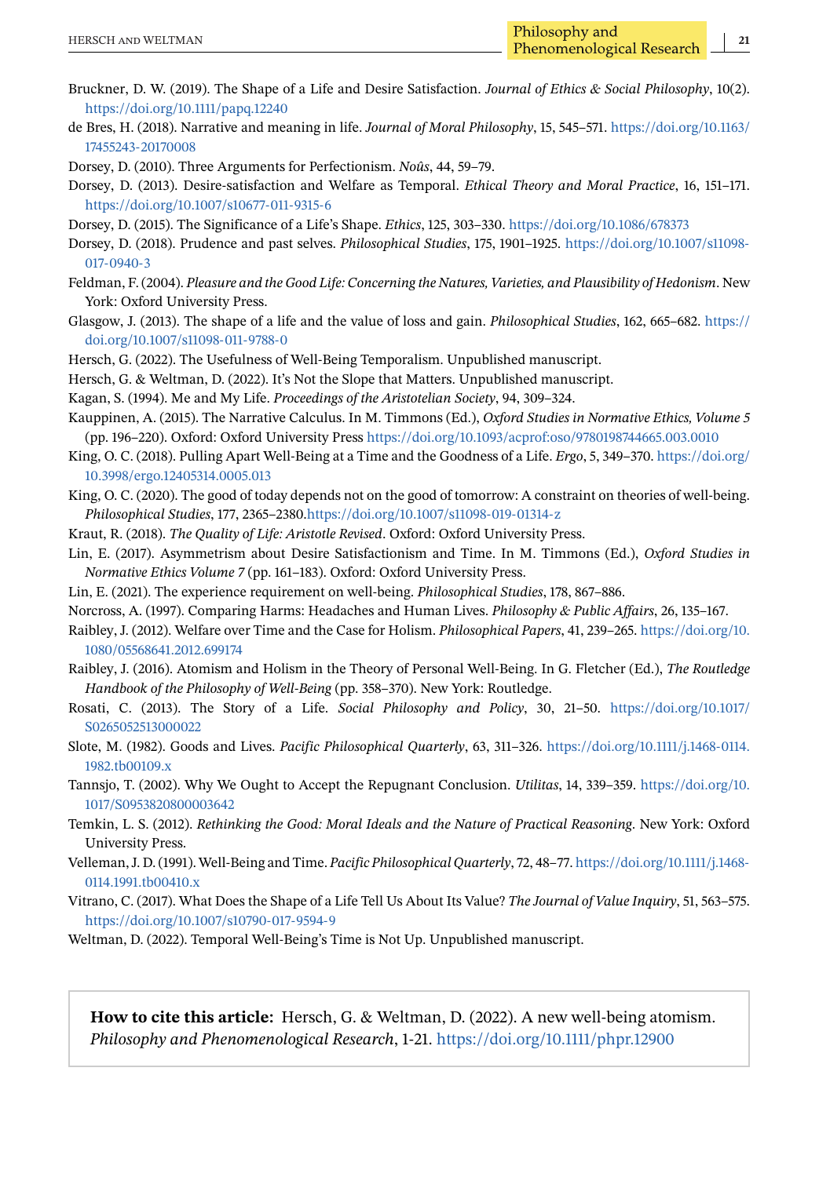Bruckner, D. W. (2019). The Shape of a Life and Desire Satisfaction. *Journal of Ethics & Social Philosophy*, 10(2). https://doi.org/10.1111/papq.12240

de Bres, H. (2018). Narrative and meaning in life. *Journal of Moral Philosophy*, 15, 545–571. https://doi.org/10.1163/17455243-20170008

Dorsey, D. (2010). Three Arguments for Perfectionism. *Noûs*, 44, 59–79.

Dorsey, D. (2013). Desire-satisfaction and Welfare as Temporal. *Ethical Theory and Moral Practice*, 16, 151–171. https://doi.org/10.1007/s10677-011-9315-6

Dorsey, D. (2015). The Significance of a Life's Shape. *Ethics*, 125, 303–330. https://doi.org/10.1086/678373

Dorsey, D. (2018). Prudence and past selves. *Philosophical Studies*, 175, 1901–1925. https://doi.org/10.1007/s11098-017-0940-3

Feldman, F. (2004). *Pleasure and the Good Life: Concerning the Natures, Varieties, and Plausibility of Hedonism*. New York: Oxford University Press.

Glasgow, J. (2013). The shape of a life and the value of loss and gain. *Philosophical Studies*, 162, 665–682. https://doi.org/10.1007/s11098-011-9788-0

Hersch, G. (2022). The Usefulness of Well-Being Temporalism. Unpublished manuscript.

Hersch, G. & Weltman, D. (2022). It's Not the Slope that Matters. Unpublished manuscript.

Kagan, S. (1994). Me and My Life. *Proceedings of the Aristotelian Society*, 94, 309–324.

Kauppinen, A. (2015). The Narrative Calculus. In M. Timmons (Ed.), *Oxford Studies in Normative Ethics, Volume 5* (pp. 196–220). Oxford: Oxford University Press https://doi.org/10.1093/acprof:oso/9780198744665.003.0010

King, O. C. (2018). Pulling Apart Well-Being at a Time and the Goodness of a Life. *Ergo*, 5, 349–370. https://doi.org/10.3998/ergo.12405314.0005.013

King, O. C. (2020). The good of today depends not on the good of tomorrow: A constraint on theories of well-being. *Philosophical Studies*, 177, 2365–2380.https://doi.org/10.1007/s11098-019-01314-z

Kraut, R. (2018). *The Quality of Life: Aristotle Revised*. Oxford: Oxford University Press.

Lin, E. (2017). Asymmetrism about Desire Satisfactionism and Time. In M. Timmons (Ed.), *Oxford Studies in Normative Ethics Volume 7* (pp. 161–183). Oxford: Oxford University Press.

Lin, E. (2021). The experience requirement on well-being. *Philosophical Studies*, 178, 867–886.

Norcross, A. (1997). Comparing Harms: Headaches and Human Lives. *Philosophy & Public Affairs*, 26, 135–167.

Raibley, J. (2012). Welfare over Time and the Case for Holism. *Philosophical Papers*, 41, 239–265. https://doi.org/10.1080/05568641.2012.699174

Raibley, J. (2016). Atomism and Holism in the Theory of Personal Well-Being. In G. Fletcher (Ed.), *The Routledge Handbook of the Philosophy of Well-Being* (pp. 358–370). New York: Routledge.

Rosati, C. (2013). The Story of a Life. *Social Philosophy and Policy*, 30, 21–50. https://doi.org/10.1017/S0265052513000022

Slote, M. (1982). Goods and Lives. *Pacific Philosophical Quarterly*, 63, 311–326. https://doi.org/10.1111/j.1468-0114.1982.tb00109.x

Tannsjo, T. (2002). Why We Ought to Accept the Repugnant Conclusion. *Utilitas*, 14, 339–359. https://doi.org/10.1017/S0953820800003642

Temkin, L. S. (2012). *Rethinking the Good: Moral Ideals and the Nature of Practical Reasoning*. New York: Oxford University Press.

Velleman, J. D. (1991). Well-Being and Time. *Pacific Philosophical Quarterly*, 72, 48–77. https://doi.org/10.1111/j.1468-0114.1991.tb00410.x

Vitrano, C. (2017). What Does the Shape of a Life Tell Us About Its Value? *The Journal of Value Inquiry*, 51, 563–575. https://doi.org/10.1007/s10790-017-9594-9

Weltman, D. (2022). Temporal Well-Being's Time is Not Up. Unpublished manuscript.

**How to cite this article:** Hersch, G. & Weltman, D. (2022). A new well-being atomism. *Philosophy and Phenomenological Research*, 1-21. https://doi.org/10.1111/phpr.12900